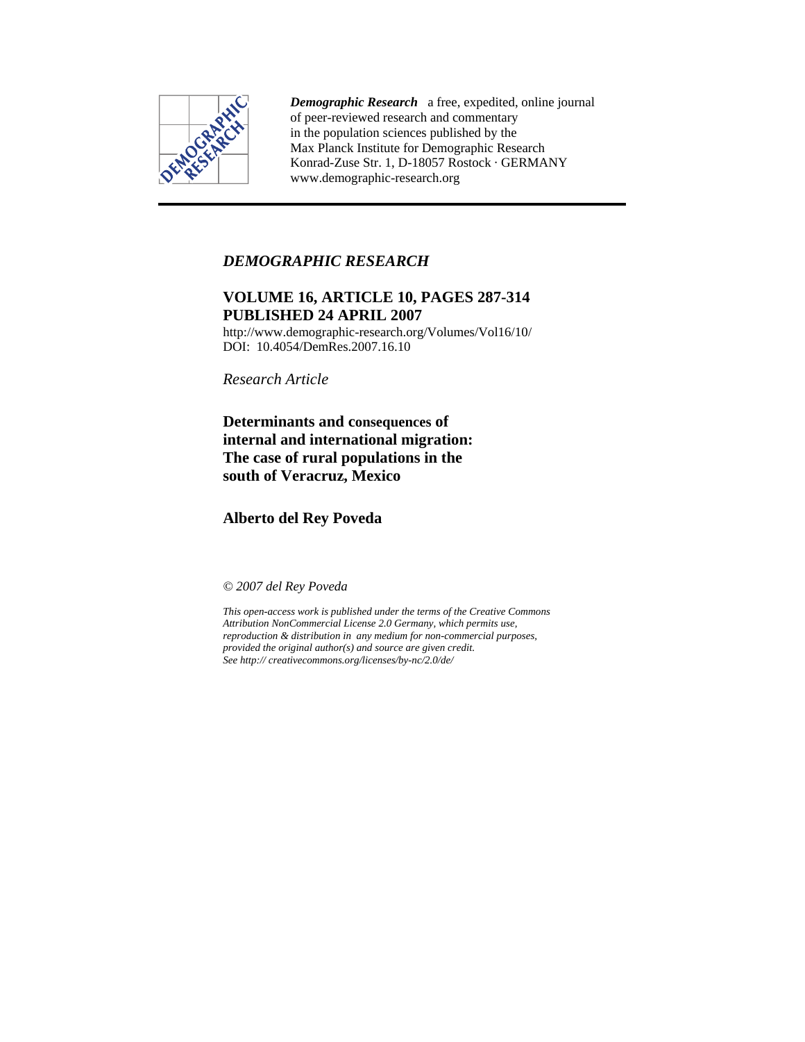***Demographic Research*** a free, expedited, online journal of peer-reviewed research and commentary in the population sciences published by the Max Planck Institute for Demographic Research
Konrad-Zuse Str. 1, D-18057 Rostock · GERMANY
www.demographic-research.org

---

*DEMOGRAPHIC RESEARCH*

**VOLUME 16, ARTICLE 10, PAGES 287-314**
**PUBLISHED 24 APRIL 2007**

http://www.demographic-research.org/Volumes/Vol16/10/
DOI: 10.4054/DemRes.2007.16.10

*Research Article*

# Determinants and consequences of internal and international migration: The case of rural populations in the south of Veracruz, Mexico

**Alberto del Rey Poveda**

*© 2007 del Rey Poveda*

*This open-access work is published under the terms of the Creative Commons Attribution NonCommercial License 2.0 Germany, which permits use, reproduction & distribution in any medium for non-commercial purposes, provided the original author(s) and source are given credit.*
*See http:// creativecommons.org/licenses/by-nc/2.0/de/*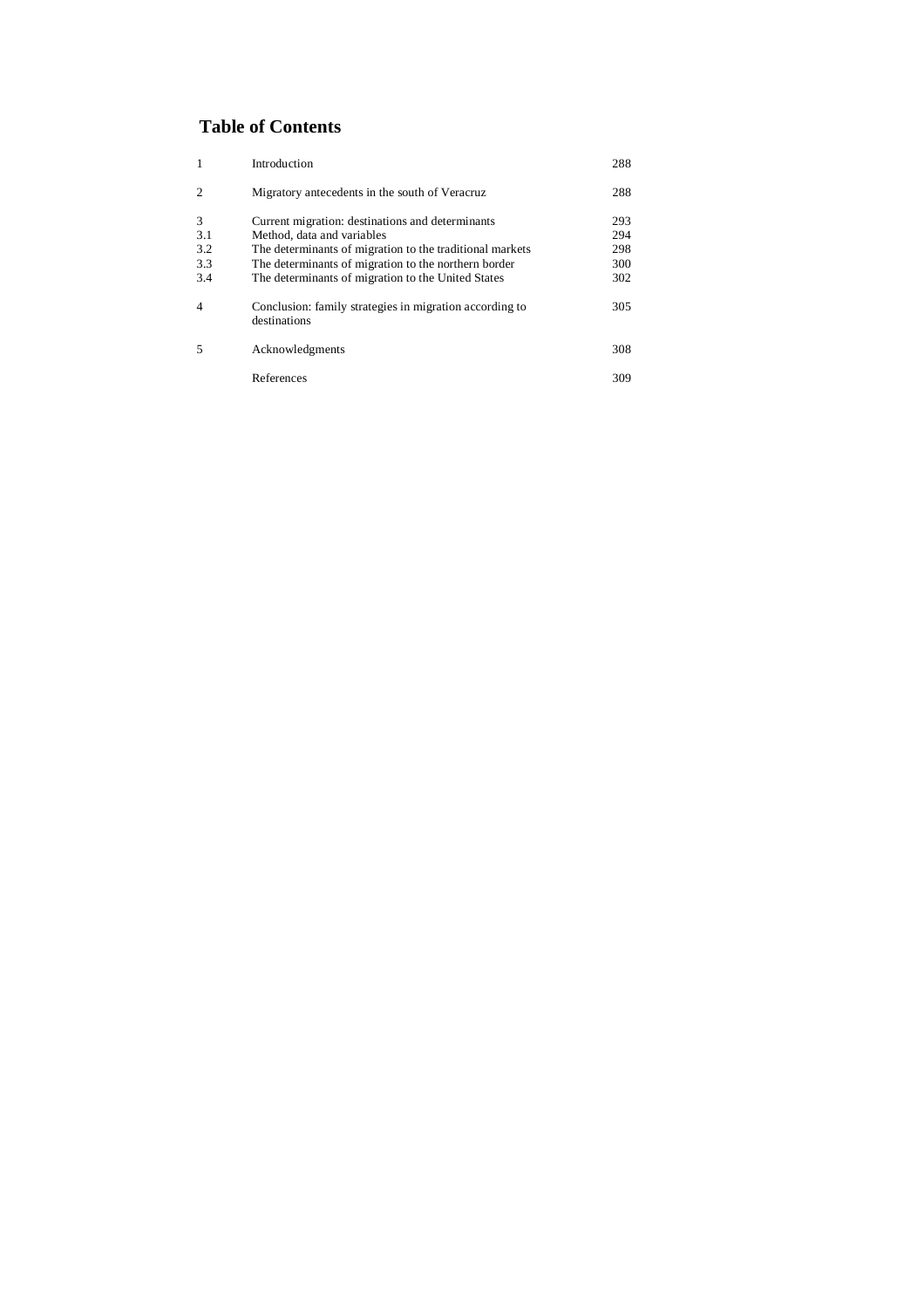## Table of Contents

| | | |
|---|---|---|
| 1 | Introduction | 288 |
| 2 | Migratory antecedents in the south of Veracruz | 288 |
| 3 | Current migration: destinations and determinants | 293 |
| 3.1 | Method, data and variables | 294 |
| 3.2 | The determinants of migration to the traditional markets | 298 |
| 3.3 | The determinants of migration to the northern border | 300 |
| 3.4 | The determinants of migration to the United States | 302 |
| 4 | Conclusion: family strategies in migration according to destinations | 305 |
| 5 | Acknowledgments | 308 |
| | References | 309 |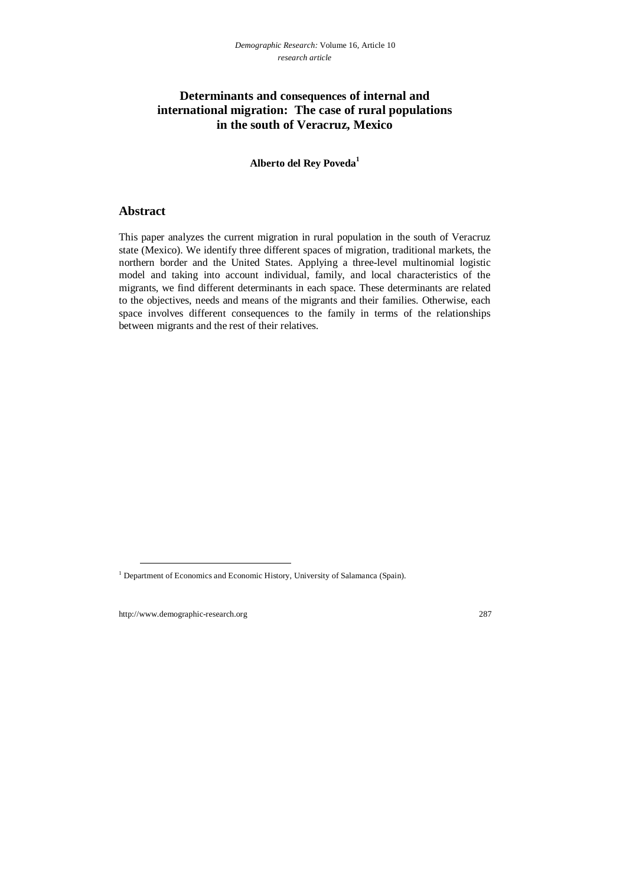# Determinants and consequences of internal and international migration: The case of rural populations in the south of Veracruz, Mexico

**Alberto del Rey Poveda**[1]

## Abstract

This paper analyzes the current migration in rural population in the south of Veracruz state (Mexico). We identify three different spaces of migration, traditional markets, the northern border and the United States. Applying a three-level multinomial logistic model and taking into account individual, family, and local characteristics of the migrants, we find different determinants in each space. These determinants are related to the objectives, needs and means of the migrants and their families. Otherwise, each space involves different consequences to the family in terms of the relationships between migrants and the rest of their relatives.

[1] Department of Economics and Economic History, University of Salamanca (Spain).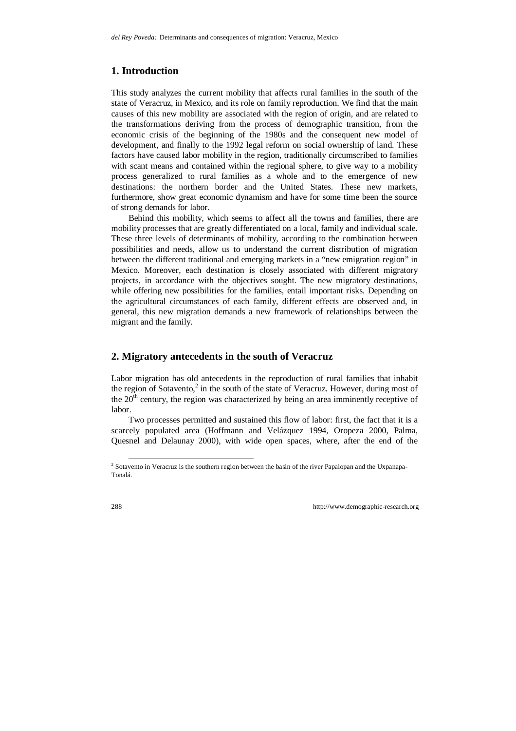## 1. Introduction

This study analyzes the current mobility that affects rural families in the south of the state of Veracruz, in Mexico, and its role on family reproduction. We find that the main causes of this new mobility are associated with the region of origin, and are related to the transformations deriving from the process of demographic transition, from the economic crisis of the beginning of the 1980s and the consequent new model of development, and finally to the 1992 legal reform on social ownership of land. These factors have caused labor mobility in the region, traditionally circumscribed to families with scant means and contained within the regional sphere, to give way to a mobility process generalized to rural families as a whole and to the emergence of new destinations: the northern border and the United States. These new markets, furthermore, show great economic dynamism and have for some time been the source of strong demands for labor.

Behind this mobility, which seems to affect all the towns and families, there are mobility processes that are greatly differentiated on a local, family and individual scale. These three levels of determinants of mobility, according to the combination between possibilities and needs, allow us to understand the current distribution of migration between the different traditional and emerging markets in a "new emigration region" in Mexico. Moreover, each destination is closely associated with different migratory projects, in accordance with the objectives sought. The new migratory destinations, while offering new possibilities for the families, entail important risks. Depending on the agricultural circumstances of each family, different effects are observed and, in general, this new migration demands a new framework of relationships between the migrant and the family.

## 2. Migratory antecedents in the south of Veracruz

Labor migration has old antecedents in the reproduction of rural families that inhabit the region of Sotavento,[2] in the south of the state of Veracruz. However, during most of the 20th century, the region was characterized by being an area imminently receptive of labor.

Two processes permitted and sustained this flow of labor: first, the fact that it is a scarcely populated area (Hoffmann and Velázquez 1994, Oropeza 2000, Palma, Quesnel and Delaunay 2000), with wide open spaces, where, after the end of the

[2] Sotavento in Veracruz is the southern region between the basin of the river Papalopan and the Uxpanapa-Tonalá.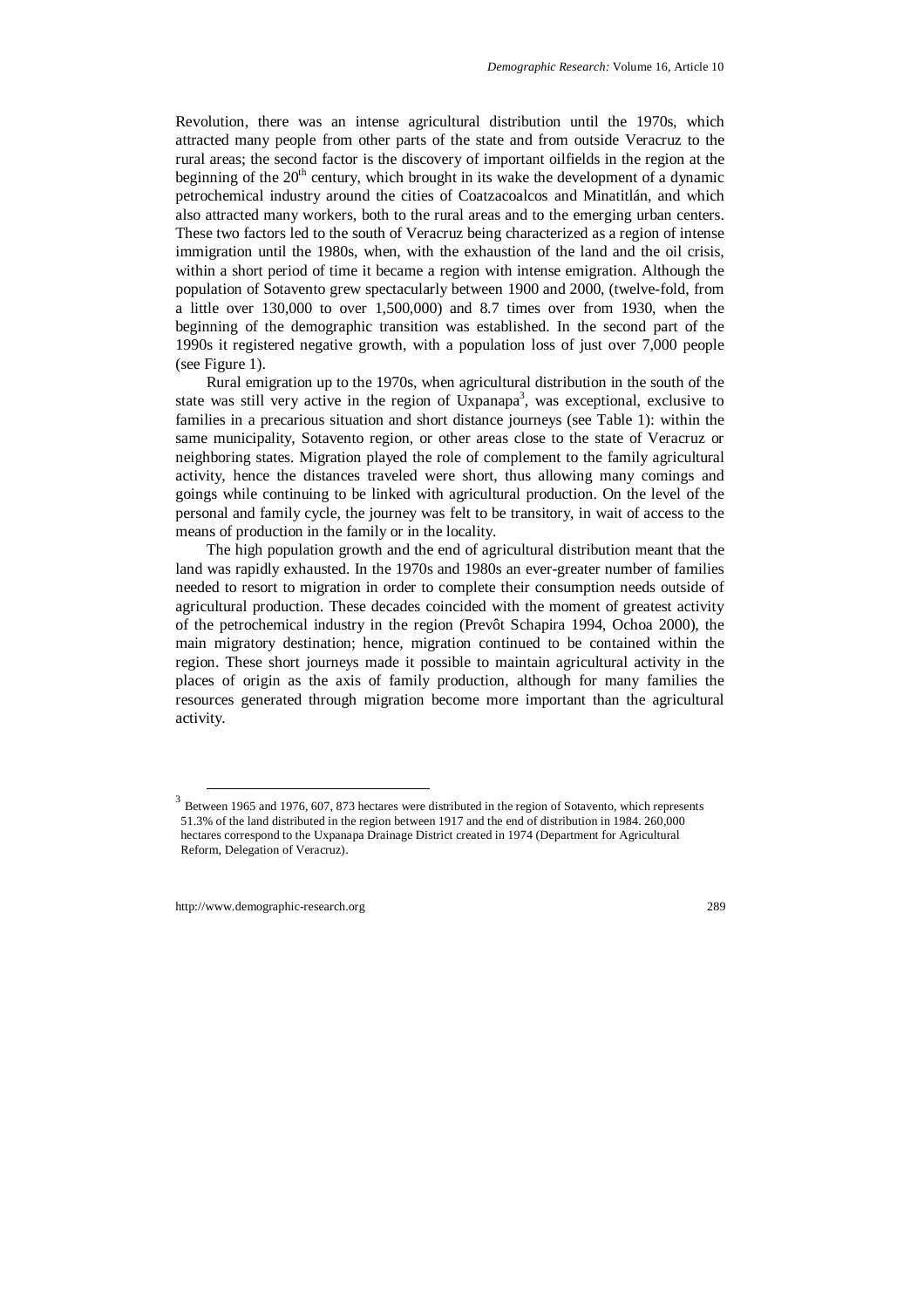Revolution, there was an intense agricultural distribution until the 1970s, which attracted many people from other parts of the state and from outside Veracruz to the rural areas; the second factor is the discovery of important oilfields in the region at the beginning of the 20th century, which brought in its wake the development of a dynamic petrochemical industry around the cities of Coatzacoalcos and Minatitlán, and which also attracted many workers, both to the rural areas and to the emerging urban centers. These two factors led to the south of Veracruz being characterized as a region of intense immigration until the 1980s, when, with the exhaustion of the land and the oil crisis, within a short period of time it became a region with intense emigration. Although the population of Sotavento grew spectacularly between 1900 and 2000, (twelve-fold, from a little over 130,000 to over 1,500,000) and 8.7 times over from 1930, when the beginning of the demographic transition was established. In the second part of the 1990s it registered negative growth, with a population loss of just over 7,000 people (see Figure 1).

Rural emigration up to the 1970s, when agricultural distribution in the south of the state was still very active in the region of Uxpanapa[3], was exceptional, exclusive to families in a precarious situation and short distance journeys (see Table 1): within the same municipality, Sotavento region, or other areas close to the state of Veracruz or neighboring states. Migration played the role of complement to the family agricultural activity, hence the distances traveled were short, thus allowing many comings and goings while continuing to be linked with agricultural production. On the level of the personal and family cycle, the journey was felt to be transitory, in wait of access to the means of production in the family or in the locality.

The high population growth and the end of agricultural distribution meant that the land was rapidly exhausted. In the 1970s and 1980s an ever-greater number of families needed to resort to migration in order to complete their consumption needs outside of agricultural production. These decades coincided with the moment of greatest activity of the petrochemical industry in the region (Prevôt Schapira 1994, Ochoa 2000), the main migratory destination; hence, migration continued to be contained within the region. These short journeys made it possible to maintain agricultural activity in the places of origin as the axis of family production, although for many families the resources generated through migration become more important than the agricultural activity.

---

[3] Between 1965 and 1976, 607, 873 hectares were distributed in the region of Sotavento, which represents 51.3% of the land distributed in the region between 1917 and the end of distribution in 1984. 260,000 hectares correspond to the Uxpanapa Drainage District created in 1974 (Department for Agricultural Reform, Delegation of Veracruz).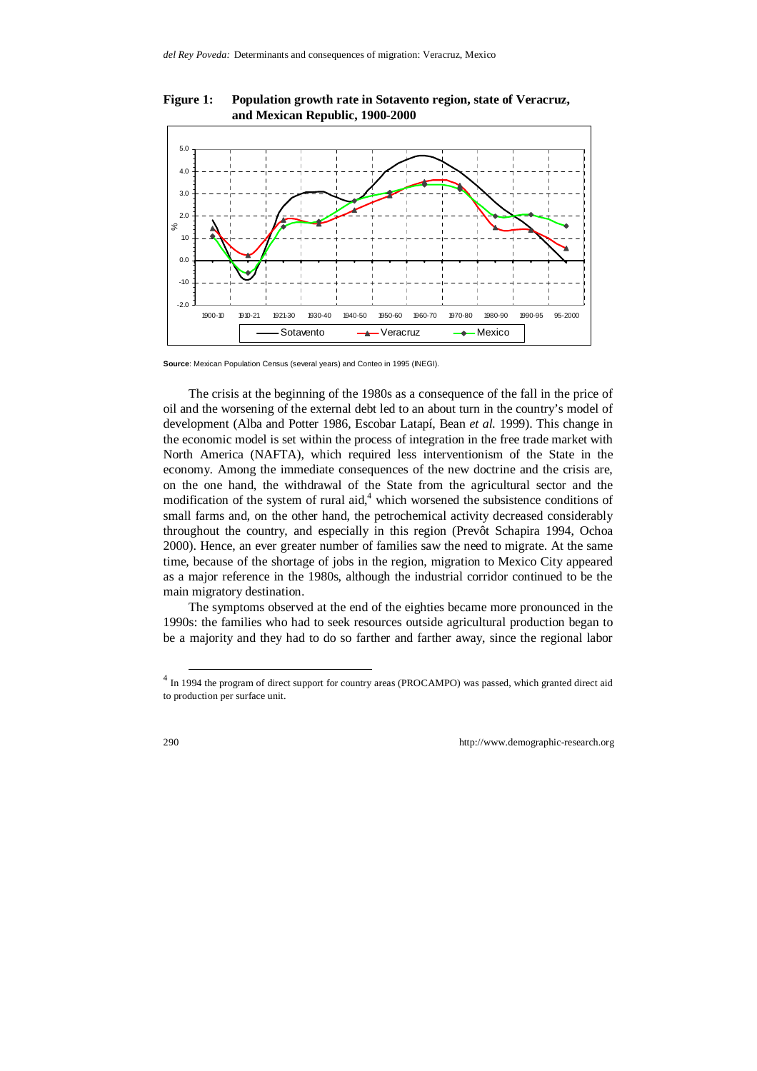**Figure 1: Population growth rate in Sotavento region, state of Veracruz, and Mexican Republic, 1900-2000**

**Source**: Mexican Population Census (several years) and Conteo in 1995 (INEGI).

The crisis at the beginning of the 1980s as a consequence of the fall in the price of oil and the worsening of the external debt led to an about turn in the country's model of development (Alba and Potter 1986, Escobar Latapí, Bean *et al.* 1999). This change in the economic model is set within the process of integration in the free trade market with North America (NAFTA), which required less interventionism of the State in the economy. Among the immediate consequences of the new doctrine and the crisis are, on the one hand, the withdrawal of the State from the agricultural sector and the modification of the system of rural aid,[4] which worsened the subsistence conditions of small farms and, on the other hand, the petrochemical activity decreased considerably throughout the country, and especially in this region (Prevôt Schapira 1994, Ochoa 2000). Hence, an ever greater number of families saw the need to migrate. At the same time, because of the shortage of jobs in the region, migration to Mexico City appeared as a major reference in the 1980s, although the industrial corridor continued to be the main migratory destination.

The symptoms observed at the end of the eighties became more pronounced in the 1990s: the families who had to seek resources outside agricultural production began to be a majority and they had to do so farther and farther away, since the regional labor

[4] In 1994 the program of direct support for country areas (PROCAMPO) was passed, which granted direct aid to production per surface unit.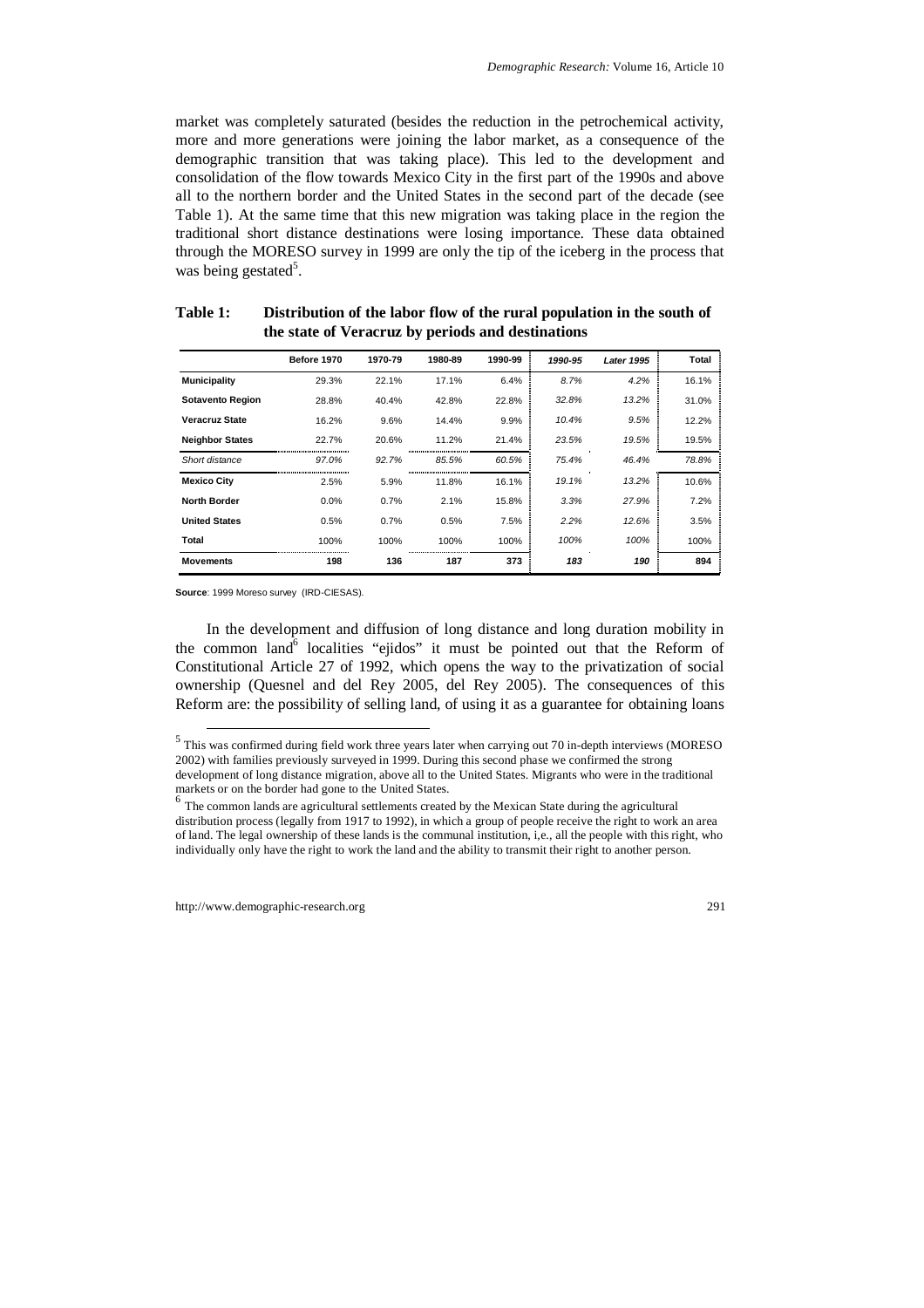market was completely saturated (besides the reduction in the petrochemical activity, more and more generations were joining the labor market, as a consequence of the demographic transition that was taking place). This led to the development and consolidation of the flow towards Mexico City in the first part of the 1990s and above all to the northern border and the United States in the second part of the decade (see Table 1). At the same time that this new migration was taking place in the region the traditional short distance destinations were losing importance. These data obtained through the MORESO survey in 1999 are only the tip of the iceberg in the process that was being gestated[5].

**Table 1: Distribution of the labor flow of the rural population in the south of the state of Veracruz by periods and destinations**

| | Before 1970 | 1970-79 | 1980-89 | 1990-99 | *1990-95* | *Later 1995* | Total |
|---|---|---|---|---|---|---|---|
| **Municipality** | 29.3% | 22.1% | 17.1% | 6.4% | *8.7%* | *4.2%* | 16.1% |
| **Sotavento Region** | 28.8% | 40.4% | 42.8% | 22.8% | *32.8%* | *13.2%* | 31.0% |
| **Veracruz State** | 16.2% | 9.6% | 14.4% | 9.9% | *10.4%* | *9.5%* | 12.2% |
| **Neighbor States** | 22.7% | 20.6% | 11.2% | 21.4% | *23.5%* | *19.5%* | 19.5% |
| *Short distance* | *97.0%* | *92.7%* | *85.5%* | *60.5%* | *75.4%* | *46.4%* | *78.8%* |
| **Mexico City** | 2.5% | 5.9% | 11.8% | 16.1% | *19.1%* | *13.2%* | 10.6% |
| **North Border** | 0.0% | 0.7% | 2.1% | 15.8% | *3.3%* | *27.9%* | 7.2% |
| **United States** | 0.5% | 0.7% | 0.5% | 7.5% | *2.2%* | *12.6%* | 3.5% |
| **Total** | 100% | 100% | 100% | 100% | *100%* | *100%* | 100% |
| **Movements** | **198** | **136** | **187** | **373** | ***183*** | ***190*** | **894** |

**Source**: 1999 Moreso survey (IRD-CIESAS).

In the development and diffusion of long distance and long duration mobility in the common land[6] localities "ejidos" it must be pointed out that the Reform of Constitutional Article 27 of 1992, which opens the way to the privatization of social ownership (Quesnel and del Rey 2005, del Rey 2005). The consequences of this Reform are: the possibility of selling land, of using it as a guarantee for obtaining loans

[5] This was confirmed during field work three years later when carrying out 70 in-depth interviews (MORESO 2002) with families previously surveyed in 1999. During this second phase we confirmed the strong development of long distance migration, above all to the United States. Migrants who were in the traditional markets or on the border had gone to the United States.

[6] The common lands are agricultural settlements created by the Mexican State during the agricultural distribution process (legally from 1917 to 1992), in which a group of people receive the right to work an area of land. The legal ownership of these lands is the communal institution, i,e., all the people with this right, who individually only have the right to work the land and the ability to transmit their right to another person.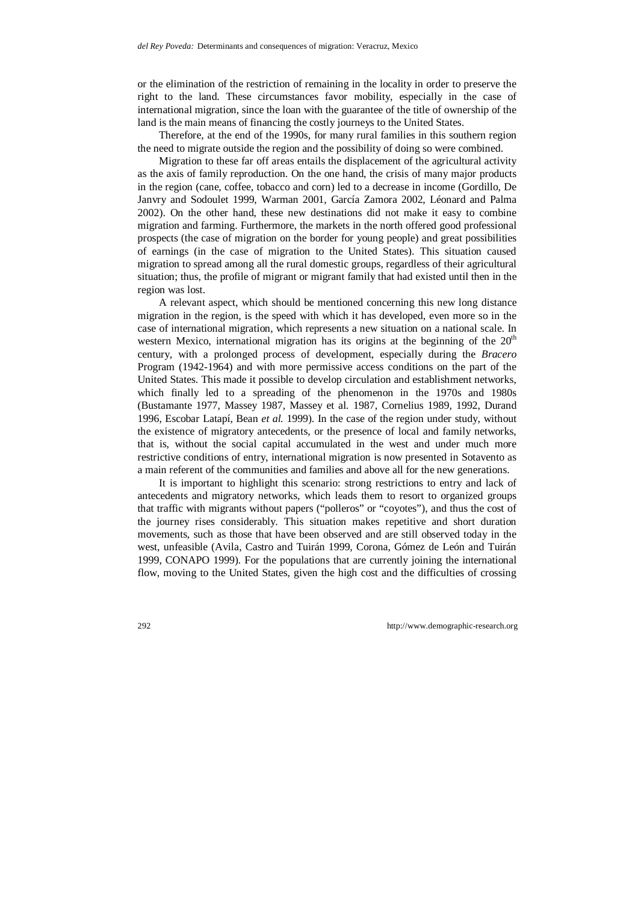or the elimination of the restriction of remaining in the locality in order to preserve the right to the land. These circumstances favor mobility, especially in the case of international migration, since the loan with the guarantee of the title of ownership of the land is the main means of financing the costly journeys to the United States.

Therefore, at the end of the 1990s, for many rural families in this southern region the need to migrate outside the region and the possibility of doing so were combined.

Migration to these far off areas entails the displacement of the agricultural activity as the axis of family reproduction. On the one hand, the crisis of many major products in the region (cane, coffee, tobacco and corn) led to a decrease in income (Gordillo, De Janvry and Sodoulet 1999, Warman 2001, García Zamora 2002, Léonard and Palma 2002). On the other hand, these new destinations did not make it easy to combine migration and farming. Furthermore, the markets in the north offered good professional prospects (the case of migration on the border for young people) and great possibilities of earnings (in the case of migration to the United States). This situation caused migration to spread among all the rural domestic groups, regardless of their agricultural situation; thus, the profile of migrant or migrant family that had existed until then in the region was lost.

A relevant aspect, which should be mentioned concerning this new long distance migration in the region, is the speed with which it has developed, even more so in the case of international migration, which represents a new situation on a national scale. In western Mexico, international migration has its origins at the beginning of the 20th century, with a prolonged process of development, especially during the *Bracero* Program (1942-1964) and with more permissive access conditions on the part of the United States. This made it possible to develop circulation and establishment networks, which finally led to a spreading of the phenomenon in the 1970s and 1980s (Bustamante 1977, Massey 1987, Massey et al. 1987, Cornelius 1989, 1992, Durand 1996, Escobar Latapí, Bean *et al.* 1999). In the case of the region under study, without the existence of migratory antecedents, or the presence of local and family networks, that is, without the social capital accumulated in the west and under much more restrictive conditions of entry, international migration is now presented in Sotavento as a main referent of the communities and families and above all for the new generations.

It is important to highlight this scenario: strong restrictions to entry and lack of antecedents and migratory networks, which leads them to resort to organized groups that traffic with migrants without papers ("polleros" or "coyotes"), and thus the cost of the journey rises considerably. This situation makes repetitive and short duration movements, such as those that have been observed and are still observed today in the west, unfeasible (Avila, Castro and Tuirán 1999, Corona, Gómez de León and Tuirán 1999, CONAPO 1999). For the populations that are currently joining the international flow, moving to the United States, given the high cost and the difficulties of crossing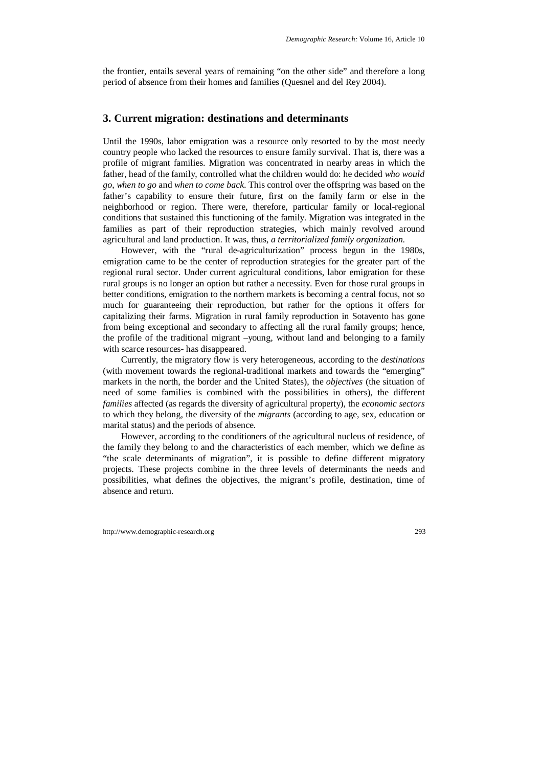the frontier, entails several years of remaining “on the other side” and therefore a long period of absence from their homes and families (Quesnel and del Rey 2004).

## 3. Current migration: destinations and determinants

Until the 1990s, labor emigration was a resource only resorted to by the most needy country people who lacked the resources to ensure family survival. That is, there was a profile of migrant families. Migration was concentrated in nearby areas in which the father, head of the family, controlled what the children would do: he decided *who would go*, *when to go* and *when to come back*. This control over the offspring was based on the father’s capability to ensure their future, first on the family farm or else in the neighborhood or region. There were, therefore, particular family or local-regional conditions that sustained this functioning of the family. Migration was integrated in the families as part of their reproduction strategies, which mainly revolved around agricultural and land production. It was, thus, *a territorialized family organization.*

However, with the “rural de-agriculturization” process begun in the 1980s, emigration came to be the center of reproduction strategies for the greater part of the regional rural sector. Under current agricultural conditions, labor emigration for these rural groups is no longer an option but rather a necessity. Even for those rural groups in better conditions, emigration to the northern markets is becoming a central focus, not so much for guaranteeing their reproduction, but rather for the options it offers for capitalizing their farms. Migration in rural family reproduction in Sotavento has gone from being exceptional and secondary to affecting all the rural family groups; hence, the profile of the traditional migrant –young, without land and belonging to a family with scarce resources- has disappeared.

Currently, the migratory flow is very heterogeneous, according to the *destinations* (with movement towards the regional-traditional markets and towards the “emerging” markets in the north, the border and the United States), the *objectives* (the situation of need of some families is combined with the possibilities in others), the different *families* affected (as regards the diversity of agricultural property), the *economic sectors* to which they belong, the diversity of the *migrants* (according to age, sex, education or marital status) and the periods of absence.

However, according to the conditioners of the agricultural nucleus of residence, of the family they belong to and the characteristics of each member, which we define as “the scale determinants of migration”, it is possible to define different migratory projects. These projects combine in the three levels of determinants the needs and possibilities, what defines the objectives, the migrant’s profile, destination, time of absence and return.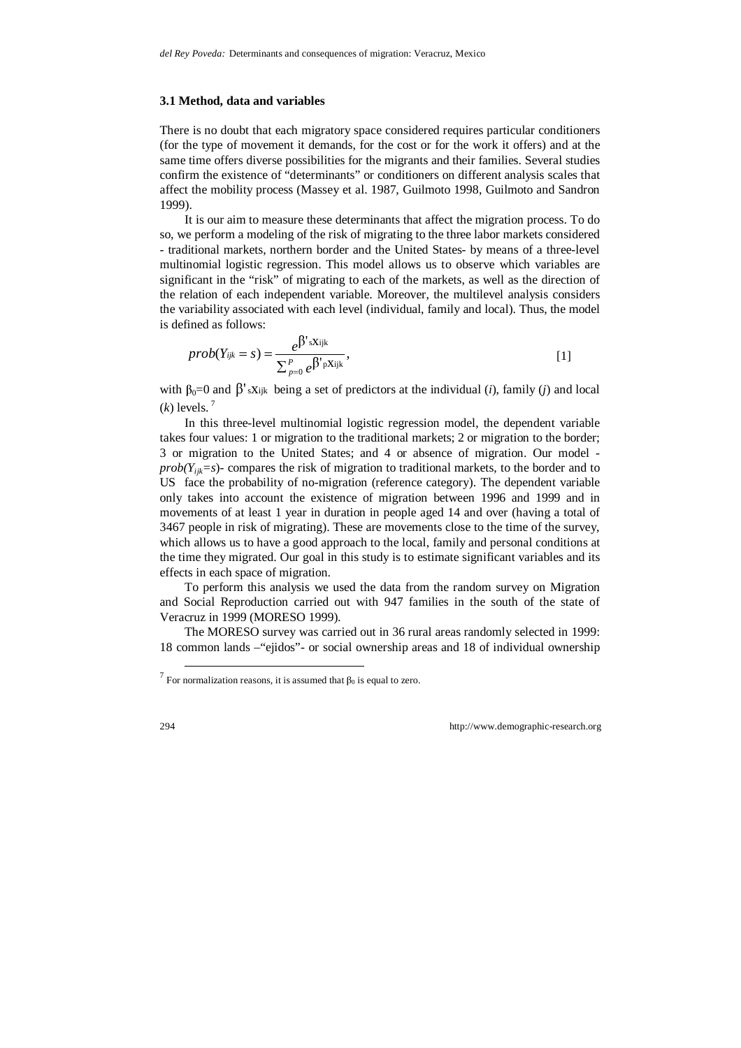### 3.1 Method, data and variables

There is no doubt that each migratory space considered requires particular conditioners (for the type of movement it demands, for the cost or for the work it offers) and at the same time offers diverse possibilities for the migrants and their families. Several studies confirm the existence of "determinants" or conditioners on different analysis scales that affect the mobility process (Massey et al. 1987, Guilmoto 1998, Guilmoto and Sandron 1999).

It is our aim to measure these determinants that affect the migration process. To do so, we perform a modeling of the risk of migrating to the three labor markets considered - traditional markets, northern border and the United States- by means of a three-level multinomial logistic regression. This model allows us to observe which variables are significant in the "risk" of migrating to each of the markets, as well as the direction of the relation of each independent variable. Moreover, the multilevel analysis considers the variability associated with each level (individual, family and local). Thus, the model is defined as follows:

$$prob(Y_{ijk} = s) = \frac{e^{\beta'_s x_{ijk}}}{\sum_{p=0}^{P} e^{\beta'_p x_{ijk}}}, \qquad [1]$$

with $\beta_0=0$ and $\beta'_s x_{ijk}$ being a set of predictors at the individual ($i$), family ($j$) and local ($k$) levels. [7]

In this three-level multinomial logistic regression model, the dependent variable takes four values: 1 or migration to the traditional markets; 2 or migration to the border; 3 or migration to the United States; and 4 or absence of migration. Our model - $prob(Y_{ijk}=s)$- compares the risk of migration to traditional markets, to the border and to US face the probability of no-migration (reference category). The dependent variable only takes into account the existence of migration between 1996 and 1999 and in movements of at least 1 year in duration in people aged 14 and over (having a total of 3467 people in risk of migrating). These are movements close to the time of the survey, which allows us to have a good approach to the local, family and personal conditions at the time they migrated. Our goal in this study is to estimate significant variables and its effects in each space of migration.

To perform this analysis we used the data from the random survey on Migration and Social Reproduction carried out with 947 families in the south of the state of Veracruz in 1999 (MORESO 1999).

The MORESO survey was carried out in 36 rural areas randomly selected in 1999: 18 common lands –"ejidos"- or social ownership areas and 18 of individual ownership

[7] For normalization reasons, it is assumed that $\beta_0$ is equal to zero.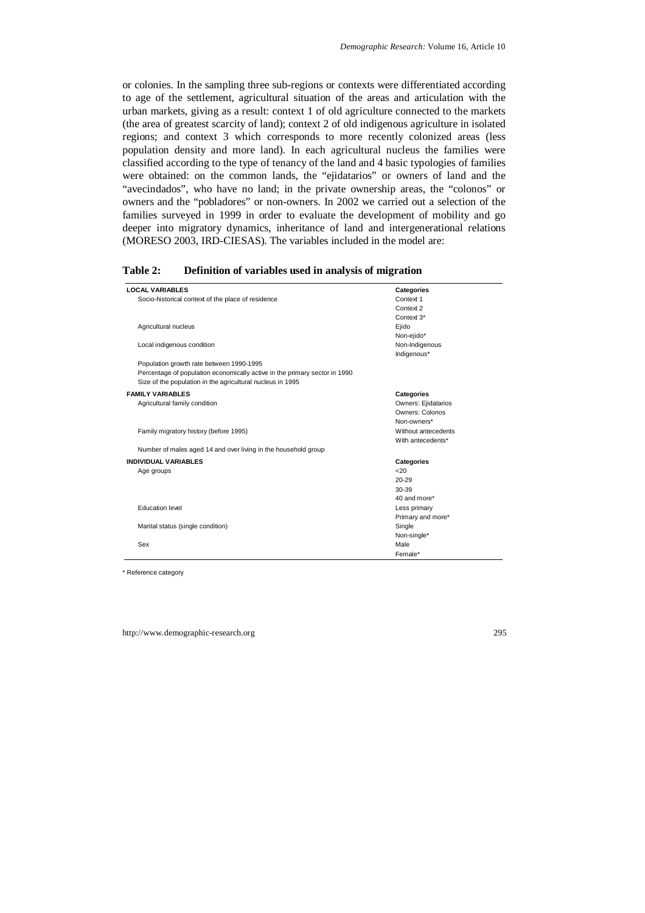or colonies. In the sampling three sub-regions or contexts were differentiated according to age of the settlement, agricultural situation of the areas and articulation with the urban markets, giving as a result: context 1 of old agriculture connected to the markets (the area of greatest scarcity of land); context 2 of old indigenous agriculture in isolated regions; and context 3 which corresponds to more recently colonized areas (less population density and more land). In each agricultural nucleus the families were classified according to the type of tenancy of the land and 4 basic typologies of families were obtained: on the common lands, the "ejidatarios" or owners of land and the "avecindados", who have no land; in the private ownership areas, the "colonos" or owners and the "pobladores" or non-owners. In 2002 we carried out a selection of the families surveyed in 1999 in order to evaluate the development of mobility and go deeper into migratory dynamics, inheritance of land and intergenerational relations (MORESO 2003, IRD-CIESAS). The variables included in the model are:

**Table 2: Definition of variables used in analysis of migration**

| LOCAL VARIABLES | Categories |
|---|---|
| Socio-historical context of the place of residence | Context 1 |
| | Context 2 |
| | Context 3* |
| Agricultural nucleus | Ejido |
| | Non-ejido* |
| Local indigenous condition | Non-Indigenous |
| | Indigenous* |
| Population growth rate between 1990-1995 | |
| Percentage of population economically active in the primary sector in 1990 | |
| Size of the population in the agricultural nucleus in 1995 | |
| **FAMILY VARIABLES** | **Categories** |
| Agricultural family condition | Owners: Ejidatarios |
| | Owners: Colonos |
| | Non-owners* |
| Family migratory history (before 1995) | Without antecedents |
| | With antecedents* |
| Number of males aged 14 and over living in the household group | |
| **INDIVIDUAL VARIABLES** | **Categories** |
| Age groups | <20 |
| | 20-29 |
| | 30-39 |
| | 40 and more* |
| Education level | Less primary |
| | Primary and more* |
| Marital status (single condition) | Single |
| | Non-single* |
| Sex | Male |
| | Female* |

* Reference category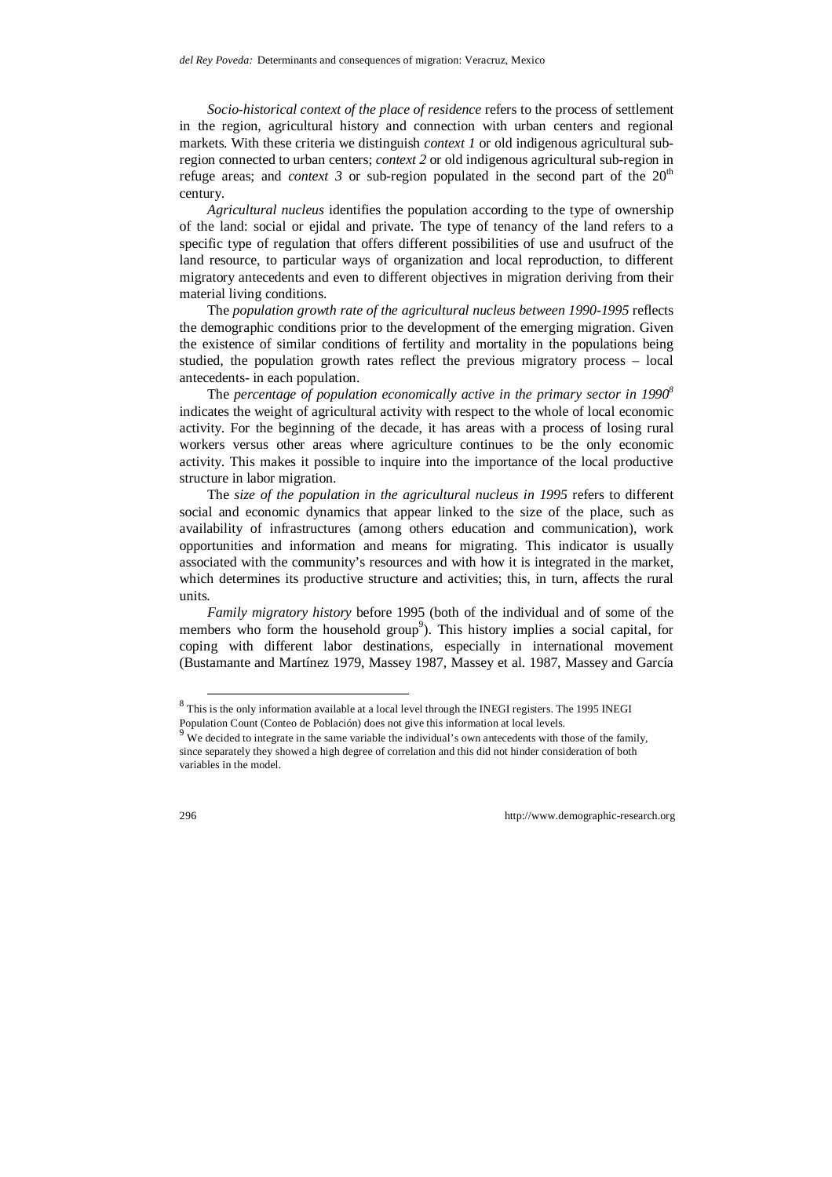*Socio-historical context of the place of residence* refers to the process of settlement in the region, agricultural history and connection with urban centers and regional markets. With these criteria we distinguish *context 1* or old indigenous agricultural sub-region connected to urban centers; *context 2* or old indigenous agricultural sub-region in refuge areas; and *context 3* or sub-region populated in the second part of the 20th century.

*Agricultural nucleus* identifies the population according to the type of ownership of the land: social or ejidal and private. The type of tenancy of the land refers to a specific type of regulation that offers different possibilities of use and usufruct of the land resource, to particular ways of organization and local reproduction, to different migratory antecedents and even to different objectives in migration deriving from their material living conditions.

The *population growth rate of the agricultural nucleus between 1990-1995* reflects the demographic conditions prior to the development of the emerging migration. Given the existence of similar conditions of fertility and mortality in the populations being studied, the population growth rates reflect the previous migratory process – local antecedents- in each population.

The *percentage of population economically active in the primary sector in 1990*[8] indicates the weight of agricultural activity with respect to the whole of local economic activity. For the beginning of the decade, it has areas with a process of losing rural workers versus other areas where agriculture continues to be the only economic activity. This makes it possible to inquire into the importance of the local productive structure in labor migration.

The *size of the population in the agricultural nucleus in 1995* refers to different social and economic dynamics that appear linked to the size of the place, such as availability of infrastructures (among others education and communication), work opportunities and information and means for migrating. This indicator is usually associated with the community's resources and with how it is integrated in the market, which determines its productive structure and activities; this, in turn, affects the rural units.

*Family migratory history* before 1995 (both of the individual and of some of the members who form the household group[9]). This history implies a social capital, for coping with different labor destinations, especially in international movement (Bustamante and Martínez 1979, Massey 1987, Massey et al. 1987, Massey and García

---

[8] This is the only information available at a local level through the INEGI registers. The 1995 INEGI Population Count (Conteo de Población) does not give this information at local levels.

[9] We decided to integrate in the same variable the individual's own antecedents with those of the family, since separately they showed a high degree of correlation and this did not hinder consideration of both variables in the model.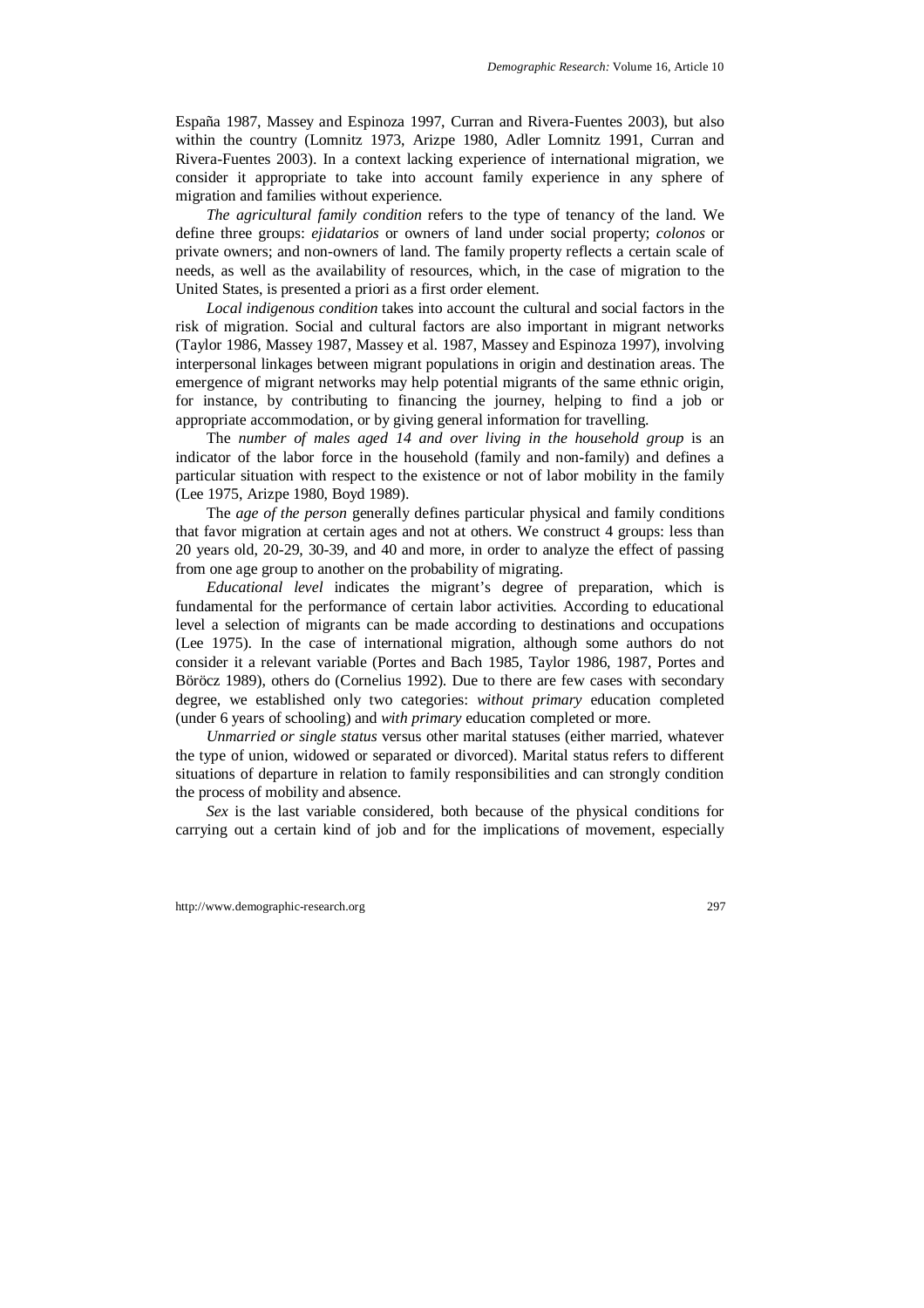España 1987, Massey and Espinoza 1997, Curran and Rivera-Fuentes 2003), but also within the country (Lomnitz 1973, Arizpe 1980, Adler Lomnitz 1991, Curran and Rivera-Fuentes 2003). In a context lacking experience of international migration, we consider it appropriate to take into account family experience in any sphere of migration and families without experience.

*The agricultural family condition* refers to the type of tenancy of the land. We define three groups: *ejidatarios* or owners of land under social property; *colonos* or private owners; and non-owners of land. The family property reflects a certain scale of needs, as well as the availability of resources, which, in the case of migration to the United States, is presented a priori as a first order element.

*Local indigenous condition* takes into account the cultural and social factors in the risk of migration. Social and cultural factors are also important in migrant networks (Taylor 1986, Massey 1987, Massey et al. 1987, Massey and Espinoza 1997), involving interpersonal linkages between migrant populations in origin and destination areas. The emergence of migrant networks may help potential migrants of the same ethnic origin, for instance, by contributing to financing the journey, helping to find a job or appropriate accommodation, or by giving general information for travelling.

The *number of males aged 14 and over living in the household group* is an indicator of the labor force in the household (family and non-family) and defines a particular situation with respect to the existence or not of labor mobility in the family (Lee 1975, Arizpe 1980, Boyd 1989).

The *age of the person* generally defines particular physical and family conditions that favor migration at certain ages and not at others. We construct 4 groups: less than 20 years old, 20-29, 30-39, and 40 and more, in order to analyze the effect of passing from one age group to another on the probability of migrating.

*Educational level* indicates the migrant's degree of preparation, which is fundamental for the performance of certain labor activities. According to educational level a selection of migrants can be made according to destinations and occupations (Lee 1975). In the case of international migration, although some authors do not consider it a relevant variable (Portes and Bach 1985, Taylor 1986, 1987, Portes and Böröcz 1989), others do (Cornelius 1992). Due to there are few cases with secondary degree, we established only two categories: *without primary* education completed (under 6 years of schooling) and *with primary* education completed or more.

*Unmarried or single status* versus other marital statuses (either married, whatever the type of union, widowed or separated or divorced). Marital status refers to different situations of departure in relation to family responsibilities and can strongly condition the process of mobility and absence.

*Sex* is the last variable considered, both because of the physical conditions for carrying out a certain kind of job and for the implications of movement, especially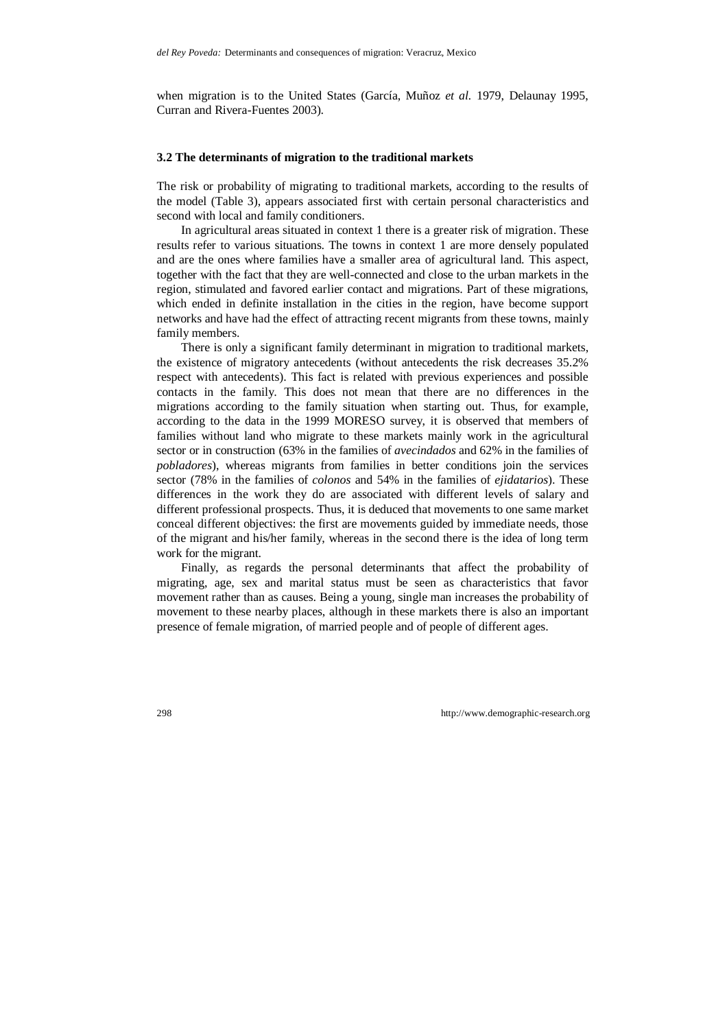when migration is to the United States (García, Muñoz *et al.* 1979, Delaunay 1995, Curran and Rivera-Fuentes 2003).

### 3.2 The determinants of migration to the traditional markets

The risk or probability of migrating to traditional markets, according to the results of the model (Table 3), appears associated first with certain personal characteristics and second with local and family conditioners.

In agricultural areas situated in context 1 there is a greater risk of migration. These results refer to various situations. The towns in context 1 are more densely populated and are the ones where families have a smaller area of agricultural land. This aspect, together with the fact that they are well-connected and close to the urban markets in the region, stimulated and favored earlier contact and migrations. Part of these migrations, which ended in definite installation in the cities in the region, have become support networks and have had the effect of attracting recent migrants from these towns, mainly family members.

There is only a significant family determinant in migration to traditional markets, the existence of migratory antecedents (without antecedents the risk decreases 35.2% respect with antecedents). This fact is related with previous experiences and possible contacts in the family. This does not mean that there are no differences in the migrations according to the family situation when starting out. Thus, for example, according to the data in the 1999 MORESO survey, it is observed that members of families without land who migrate to these markets mainly work in the agricultural sector or in construction (63% in the families of *avecindados* and 62% in the families of *pobladores*), whereas migrants from families in better conditions join the services sector (78% in the families of *colonos* and 54% in the families of *ejidatarios*). These differences in the work they do are associated with different levels of salary and different professional prospects. Thus, it is deduced that movements to one same market conceal different objectives: the first are movements guided by immediate needs, those of the migrant and his/her family, whereas in the second there is the idea of long term work for the migrant.

Finally, as regards the personal determinants that affect the probability of migrating, age, sex and marital status must be seen as characteristics that favor movement rather than as causes. Being a young, single man increases the probability of movement to these nearby places, although in these markets there is also an important presence of female migration, of married people and of people of different ages.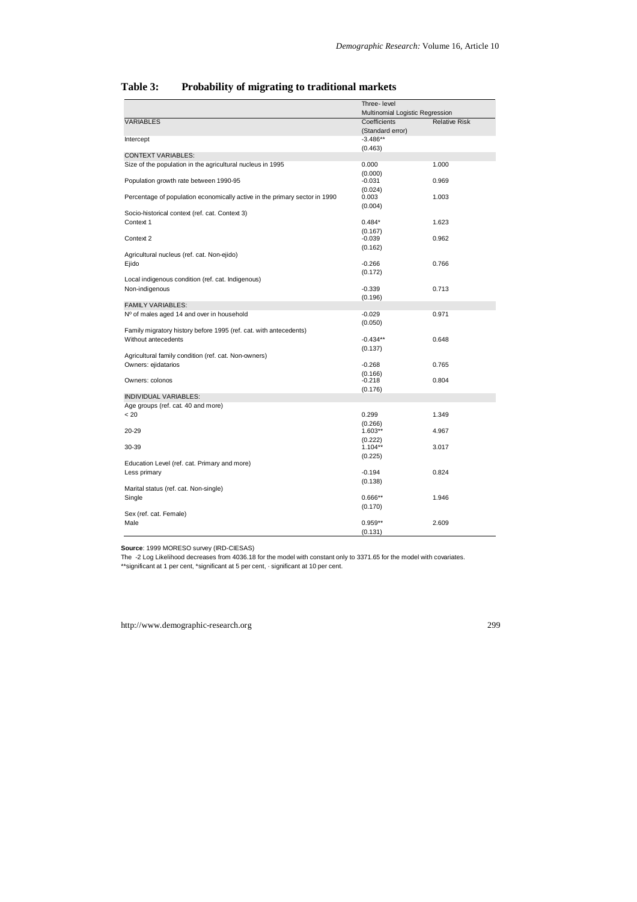**Table 3: Probability of migrating to traditional markets**

| | Three- level Multinomial Logistic Regression | |
|---|---|---|
| VARIABLES | Coefficients (Standard error) | Relative Risk |
| Intercept | -3.486** (0.463) | |
| CONTEXT VARIABLES: | | |
| Size of the population in the agricultural nucleus in 1995 | 0.000 (0.000) | 1.000 |
| Population growth rate between 1990-95 | -0.031 (0.024) | 0.969 |
| Percentage of population economically active in the primary sector in 1990 | 0.003 (0.004) | 1.003 |
| Socio-historical context (ref. cat. Context 3) | | |
| Context 1 | 0.484* (0.167) | 1.623 |
| Context 2 | -0.039 (0.162) | 0.962 |
| Agricultural nucleus (ref. cat. Non-ejido) | | |
| Ejido | -0.266 (0.172) | 0.766 |
| Local indigenous condition (ref. cat. Indigenous) | | |
| Non-indigenous | -0.339 (0.196) | 0.713 |
| FAMILY VARIABLES: | | |
| Nº of males aged 14 and over in household | -0.029 (0.050) | 0.971 |
| Family migratory history before 1995 (ref. cat. with antecedents) | | |
| Without antecedents | -0.434** (0.137) | 0.648 |
| Agricultural family condition (ref. cat. Non-owners) | | |
| Owners: ejidatarios | -0.268 (0.166) | 0.765 |
| Owners: colonos | -0.218 (0.176) | 0.804 |
| INDIVIDUAL VARIABLES: | | |
| Age groups (ref. cat. 40 and more) | | |
| < 20 | 0.299 (0.266) | 1.349 |
| 20-29 | 1.603** (0.222) | 4.967 |
| 30-39 | 1.104** (0.225) | 3.017 |
| Education Level (ref. cat. Primary and more) | | |
| Less primary | -0.194 (0.138) | 0.824 |
| Marital status (ref. cat. Non-single) | | |
| Single | 0.666** (0.170) | 1.946 |
| Sex (ref. cat. Female) | | |
| Male | 0.959** (0.131) | 2.609 |

**Source**: 1999 MORESO survey (IRD-CIESAS)

The -2 Log Likelihood decreases from 4036.18 for the model with constant only to 3371.65 for the model with covariates.

**significant at 1 per cent, *significant at 5 per cent, · significant at 10 per cent.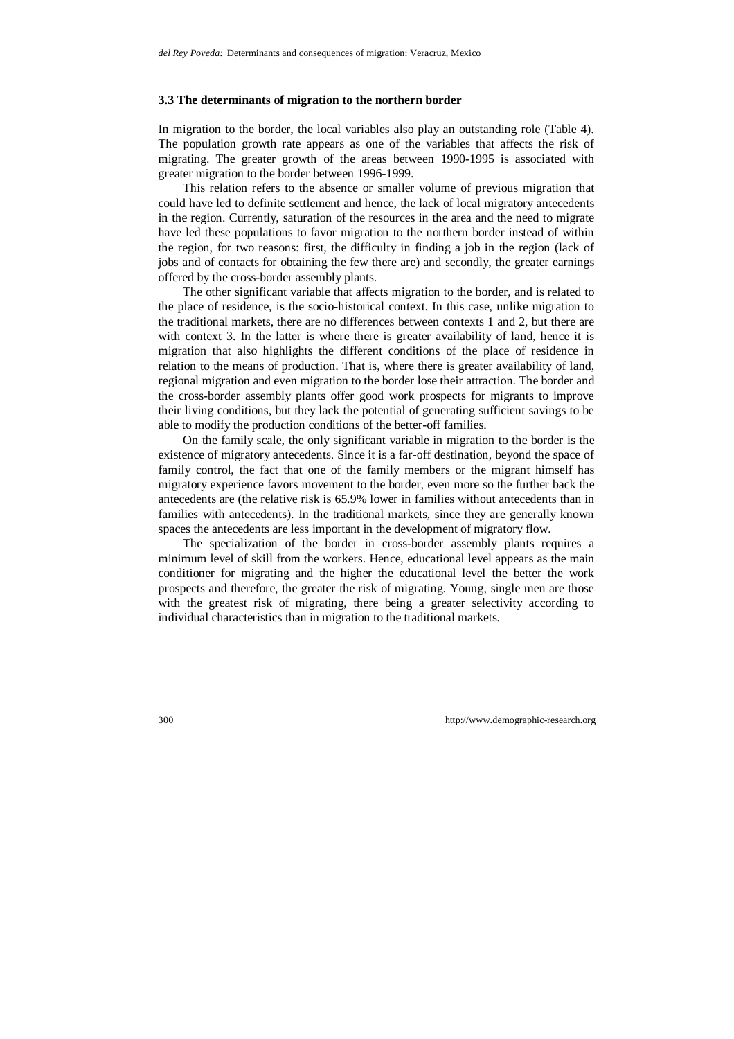### 3.3 The determinants of migration to the northern border

In migration to the border, the local variables also play an outstanding role (Table 4). The population growth rate appears as one of the variables that affects the risk of migrating. The greater growth of the areas between 1990-1995 is associated with greater migration to the border between 1996-1999.

This relation refers to the absence or smaller volume of previous migration that could have led to definite settlement and hence, the lack of local migratory antecedents in the region. Currently, saturation of the resources in the area and the need to migrate have led these populations to favor migration to the northern border instead of within the region, for two reasons: first, the difficulty in finding a job in the region (lack of jobs and of contacts for obtaining the few there are) and secondly, the greater earnings offered by the cross-border assembly plants.

The other significant variable that affects migration to the border, and is related to the place of residence, is the socio-historical context. In this case, unlike migration to the traditional markets, there are no differences between contexts 1 and 2, but there are with context 3. In the latter is where there is greater availability of land, hence it is migration that also highlights the different conditions of the place of residence in relation to the means of production. That is, where there is greater availability of land, regional migration and even migration to the border lose their attraction. The border and the cross-border assembly plants offer good work prospects for migrants to improve their living conditions, but they lack the potential of generating sufficient savings to be able to modify the production conditions of the better-off families.

On the family scale, the only significant variable in migration to the border is the existence of migratory antecedents. Since it is a far-off destination, beyond the space of family control, the fact that one of the family members or the migrant himself has migratory experience favors movement to the border, even more so the further back the antecedents are (the relative risk is 65.9% lower in families without antecedents than in families with antecedents). In the traditional markets, since they are generally known spaces the antecedents are less important in the development of migratory flow.

The specialization of the border in cross-border assembly plants requires a minimum level of skill from the workers. Hence, educational level appears as the main conditioner for migrating and the higher the educational level the better the work prospects and therefore, the greater the risk of migrating. Young, single men are those with the greatest risk of migrating, there being a greater selectivity according to individual characteristics than in migration to the traditional markets.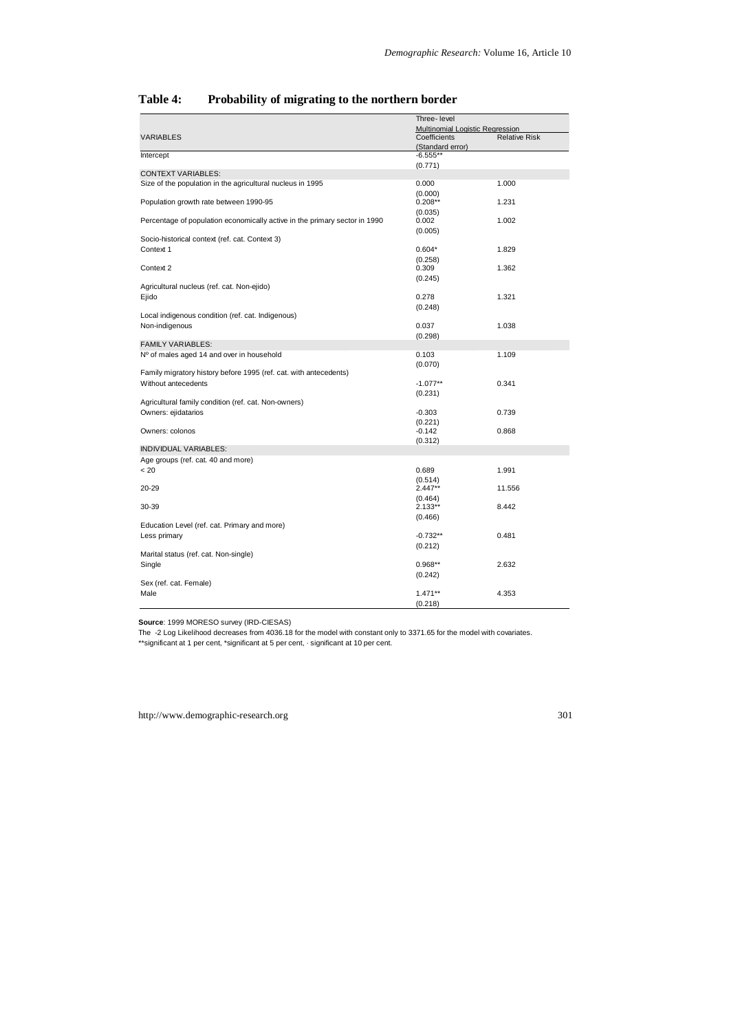## Table 4: Probability of migrating to the northern border

| VARIABLES | Three- level Multinomial Logistic Regression | |
|---|---|---|
| | Coefficients (Standard error) | Relative Risk |
| Intercept | -6.555** (0.771) | |
| **CONTEXT VARIABLES:** | | |
| Size of the population in the agricultural nucleus in 1995 | 0.000 (0.000) | 1.000 |
| Population growth rate between 1990-95 | 0.208** (0.035) | 1.231 |
| Percentage of population economically active in the primary sector in 1990 | 0.002 (0.005) | 1.002 |
| Socio-historical context (ref. cat. Context 3) | | |
| Context 1 | 0.604* (0.258) | 1.829 |
| Context 2 | 0.309 (0.245) | 1.362 |
| Agricultural nucleus (ref. cat. Non-ejido) | | |
| Ejido | 0.278 (0.248) | 1.321 |
| Local indigenous condition (ref. cat. Indigenous) | | |
| Non-indigenous | 0.037 (0.298) | 1.038 |
| **FAMILY VARIABLES:** | | |
| Nº of males aged 14 and over in household | 0.103 (0.070) | 1.109 |
| Family migratory history before 1995 (ref. cat. with antecedents) | | |
| Without antecedents | -1.077** (0.231) | 0.341 |
| Agricultural family condition (ref. cat. Non-owners) | | |
| Owners: ejidatarios | -0.303 (0.221) | 0.739 |
| Owners: colonos | -0.142 (0.312) | 0.868 |
| **INDIVIDUAL VARIABLES:** | | |
| Age groups (ref. cat. 40 and more) | | |
| < 20 | 0.689 (0.514) | 1.991 |
| 20-29 | 2.447** (0.464) | 11.556 |
| 30-39 | 2.133** (0.466) | 8.442 |
| Education Level (ref. cat. Primary and more) | | |
| Less primary | -0.732** (0.212) | 0.481 |
| Marital status (ref. cat. Non-single) | | |
| Single | 0.968** (0.242) | 2.632 |
| Sex (ref. cat. Female) | | |
| Male | 1.471** (0.218) | 4.353 |

**Source**: 1999 MORESO survey (IRD-CIESAS)

The -2 Log Likelihood decreases from 4036.18 for the model with constant only to 3371.65 for the model with covariates.

**significant at 1 per cent, *significant at 5 per cent, · significant at 10 per cent.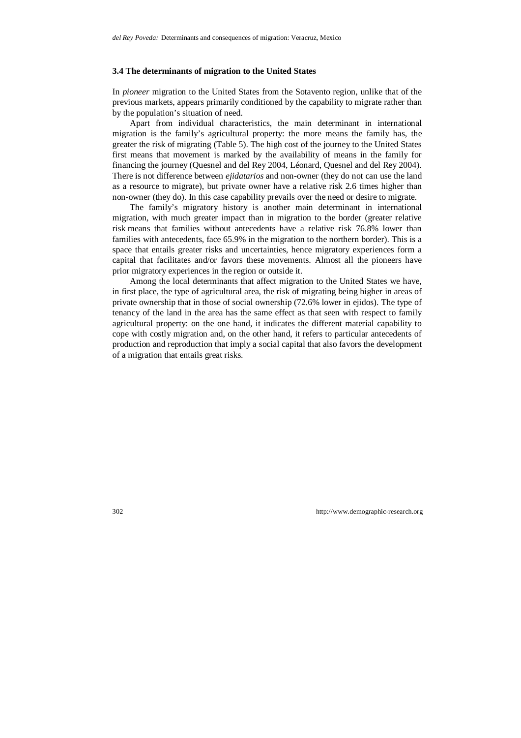### 3.4 The determinants of migration to the United States

In *pioneer* migration to the United States from the Sotavento region, unlike that of the previous markets, appears primarily conditioned by the capability to migrate rather than by the population's situation of need.

Apart from individual characteristics, the main determinant in international migration is the family's agricultural property: the more means the family has, the greater the risk of migrating (Table 5). The high cost of the journey to the United States first means that movement is marked by the availability of means in the family for financing the journey (Quesnel and del Rey 2004, Léonard, Quesnel and del Rey 2004). There is not difference between *ejidatarios* and non-owner (they do not can use the land as a resource to migrate), but private owner have a relative risk 2.6 times higher than non-owner (they do). In this case capability prevails over the need or desire to migrate.

The family's migratory history is another main determinant in international migration, with much greater impact than in migration to the border (greater relative risk means that families without antecedents have a relative risk 76.8% lower than families with antecedents, face 65.9% in the migration to the northern border). This is a space that entails greater risks and uncertainties, hence migratory experiences form a capital that facilitates and/or favors these movements. Almost all the pioneers have prior migratory experiences in the region or outside it.

Among the local determinants that affect migration to the United States we have, in first place, the type of agricultural area, the risk of migrating being higher in areas of private ownership that in those of social ownership (72.6% lower in ejidos). The type of tenancy of the land in the area has the same effect as that seen with respect to family agricultural property: on the one hand, it indicates the different material capability to cope with costly migration and, on the other hand, it refers to particular antecedents of production and reproduction that imply a social capital that also favors the development of a migration that entails great risks.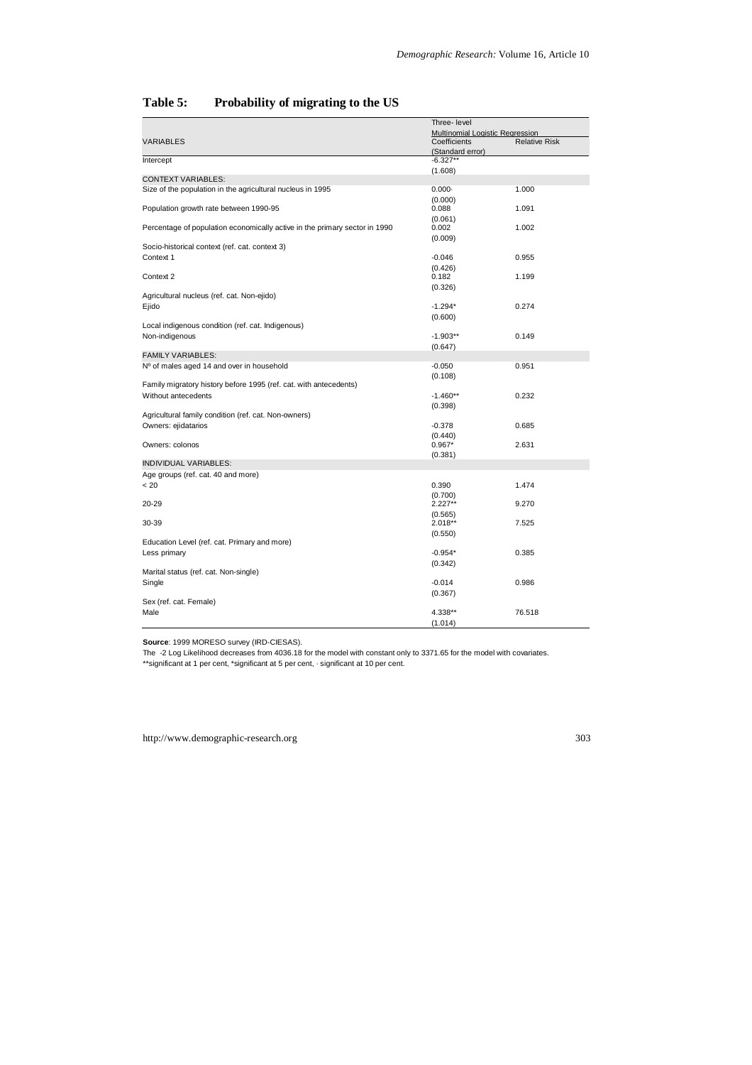## Table 5: Probability of migrating to the US

| VARIABLES | Three- level Multinomial Logistic Regression | |
|---|---|---|
| | Coefficients (Standard error) | Relative Risk |
| Intercept | -6.327** (1.608) | |
| CONTEXT VARIABLES: | | |
| Size of the population in the agricultural nucleus in 1995 | 0.000· (0.000) | 1.000 |
| Population growth rate between 1990-95 | 0.088 (0.061) | 1.091 |
| Percentage of population economically active in the primary sector in 1990 | 0.002 (0.009) | 1.002 |
| Socio-historical context (ref. cat. context 3) | | |
| Context 1 | -0.046 (0.426) | 0.955 |
| Context 2 | 0.182 (0.326) | 1.199 |
| Agricultural nucleus (ref. cat. Non-ejido) | | |
| Ejido | -1.294* (0.600) | 0.274 |
| Local indigenous condition (ref. cat. Indigenous) | | |
| Non-indigenous | -1.903** (0.647) | 0.149 |
| FAMILY VARIABLES: | | |
| Nº of males aged 14 and over in household | -0.050 (0.108) | 0.951 |
| Family migratory history before 1995 (ref. cat. with antecedents) | | |
| Without antecedents | -1.460** (0.398) | 0.232 |
| Agricultural family condition (ref. cat. Non-owners) | | |
| Owners: ejidatarios | -0.378 (0.440) | 0.685 |
| Owners: colonos | 0.967* (0.381) | 2.631 |
| INDIVIDUAL VARIABLES: | | |
| Age groups (ref. cat. 40 and more) | | |
| < 20 | 0.390 (0.700) | 1.474 |
| 20-29 | 2.227** (0.565) | 9.270 |
| 30-39 | 2.018** (0.550) | 7.525 |
| Education Level (ref. cat. Primary and more) | | |
| Less primary | -0.954* (0.342) | 0.385 |
| Marital status (ref. cat. Non-single) | | |
| Single | -0.014 (0.367) | 0.986 |
| Sex (ref. cat. Female) | | |
| Male | 4.338** (1.014) | 76.518 |

**Source**: 1999 MORESO survey (IRD-CIESAS).

The -2 Log Likelihood decreases from 4036.18 for the model with constant only to 3371.65 for the model with covariates.

**significant at 1 per cent, *significant at 5 per cent, · significant at 10 per cent.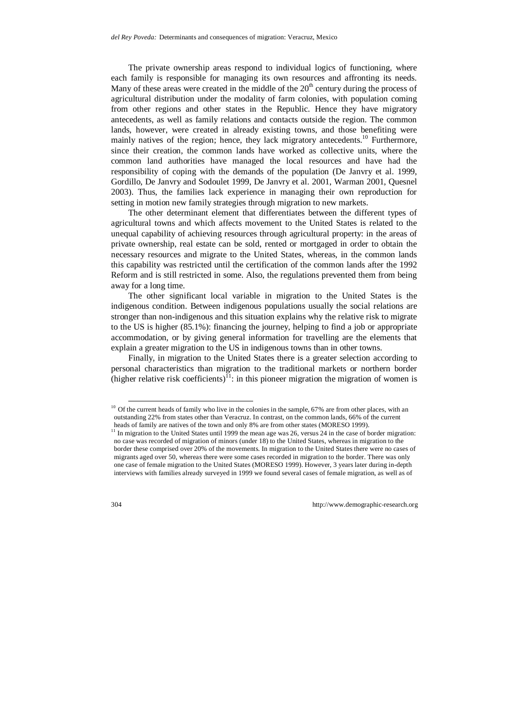The private ownership areas respond to individual logics of functioning, where each family is responsible for managing its own resources and affronting its needs. Many of these areas were created in the middle of the 20th century during the process of agricultural distribution under the modality of farm colonies, with population coming from other regions and other states in the Republic. Hence they have migratory antecedents, as well as family relations and contacts outside the region. The common lands, however, were created in already existing towns, and those benefiting were mainly natives of the region; hence, they lack migratory antecedents.[10] Furthermore, since their creation, the common lands have worked as collective units, where the common land authorities have managed the local resources and have had the responsibility of coping with the demands of the population (De Janvry et al. 1999, Gordillo, De Janvry and Sodoulet 1999, De Janvry et al. 2001, Warman 2001, Quesnel 2003). Thus, the families lack experience in managing their own reproduction for setting in motion new family strategies through migration to new markets.

The other determinant element that differentiates between the different types of agricultural towns and which affects movement to the United States is related to the unequal capability of achieving resources through agricultural property: in the areas of private ownership, real estate can be sold, rented or mortgaged in order to obtain the necessary resources and migrate to the United States, whereas, in the common lands this capability was restricted until the certification of the common lands after the 1992 Reform and is still restricted in some. Also, the regulations prevented them from being away for a long time.

The other significant local variable in migration to the United States is the indigenous condition. Between indigenous populations usually the social relations are stronger than non-indigenous and this situation explains why the relative risk to migrate to the US is higher (85.1%): financing the journey, helping to find a job or appropriate accommodation, or by giving general information for travelling are the elements that explain a greater migration to the US in indigenous towns than in other towns.

Finally, in migration to the United States there is a greater selection according to personal characteristics than migration to the traditional markets or northern border (higher relative risk coefficients)[11]: in this pioneer migration the migration of women is

---

[10] Of the current heads of family who live in the colonies in the sample, 67% are from other places, with an outstanding 22% from states other than Veracruz. In contrast, on the common lands, 66% of the current heads of family are natives of the town and only 8% are from other states (MORESO 1999).

[11] In migration to the United States until 1999 the mean age was 26, versus 24 in the case of border migration: no case was recorded of migration of minors (under 18) to the United States, whereas in migration to the border these comprised over 20% of the movements. In migration to the United States there were no cases of migrants aged over 50, whereas there were some cases recorded in migration to the border. There was only one case of female migration to the United States (MORESO 1999). However, 3 years later during in-depth interviews with families already surveyed in 1999 we found several cases of female migration, as well as of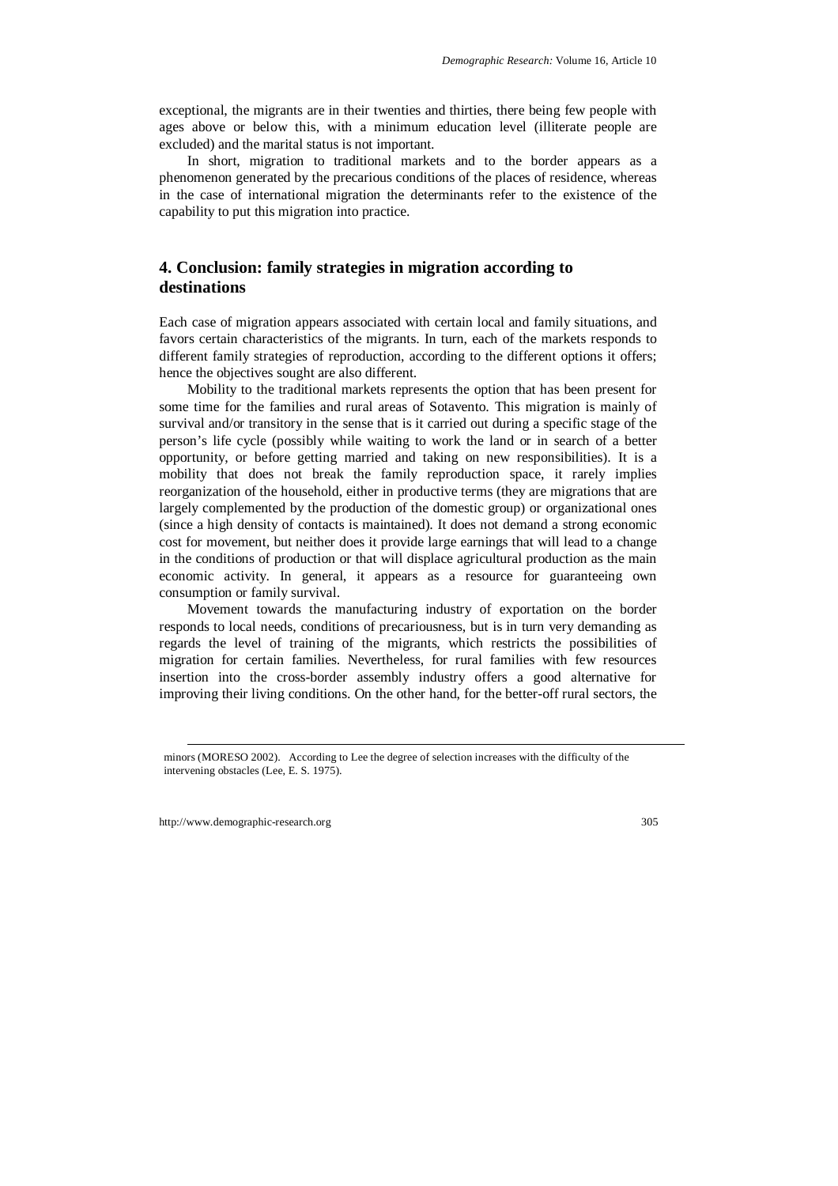exceptional, the migrants are in their twenties and thirties, there being few people with ages above or below this, with a minimum education level (illiterate people are excluded) and the marital status is not important.

In short, migration to traditional markets and to the border appears as a phenomenon generated by the precarious conditions of the places of residence, whereas in the case of international migration the determinants refer to the existence of the capability to put this migration into practice.

## 4. Conclusion: family strategies in migration according to destinations

Each case of migration appears associated with certain local and family situations, and favors certain characteristics of the migrants. In turn, each of the markets responds to different family strategies of reproduction, according to the different options it offers; hence the objectives sought are also different.

Mobility to the traditional markets represents the option that has been present for some time for the families and rural areas of Sotavento. This migration is mainly of survival and/or transitory in the sense that is it carried out during a specific stage of the person's life cycle (possibly while waiting to work the land or in search of a better opportunity, or before getting married and taking on new responsibilities). It is a mobility that does not break the family reproduction space, it rarely implies reorganization of the household, either in productive terms (they are migrations that are largely complemented by the production of the domestic group) or organizational ones (since a high density of contacts is maintained). It does not demand a strong economic cost for movement, but neither does it provide large earnings that will lead to a change in the conditions of production or that will displace agricultural production as the main economic activity. In general, it appears as a resource for guaranteeing own consumption or family survival.

Movement towards the manufacturing industry of exportation on the border responds to local needs, conditions of precariousness, but is in turn very demanding as regards the level of training of the migrants, which restricts the possibilities of migration for certain families. Nevertheless, for rural families with few resources insertion into the cross-border assembly industry offers a good alternative for improving their living conditions. On the other hand, for the better-off rural sectors, the

minors (MORESO 2002). According to Lee the degree of selection increases with the difficulty of the intervening obstacles (Lee, E. S. 1975).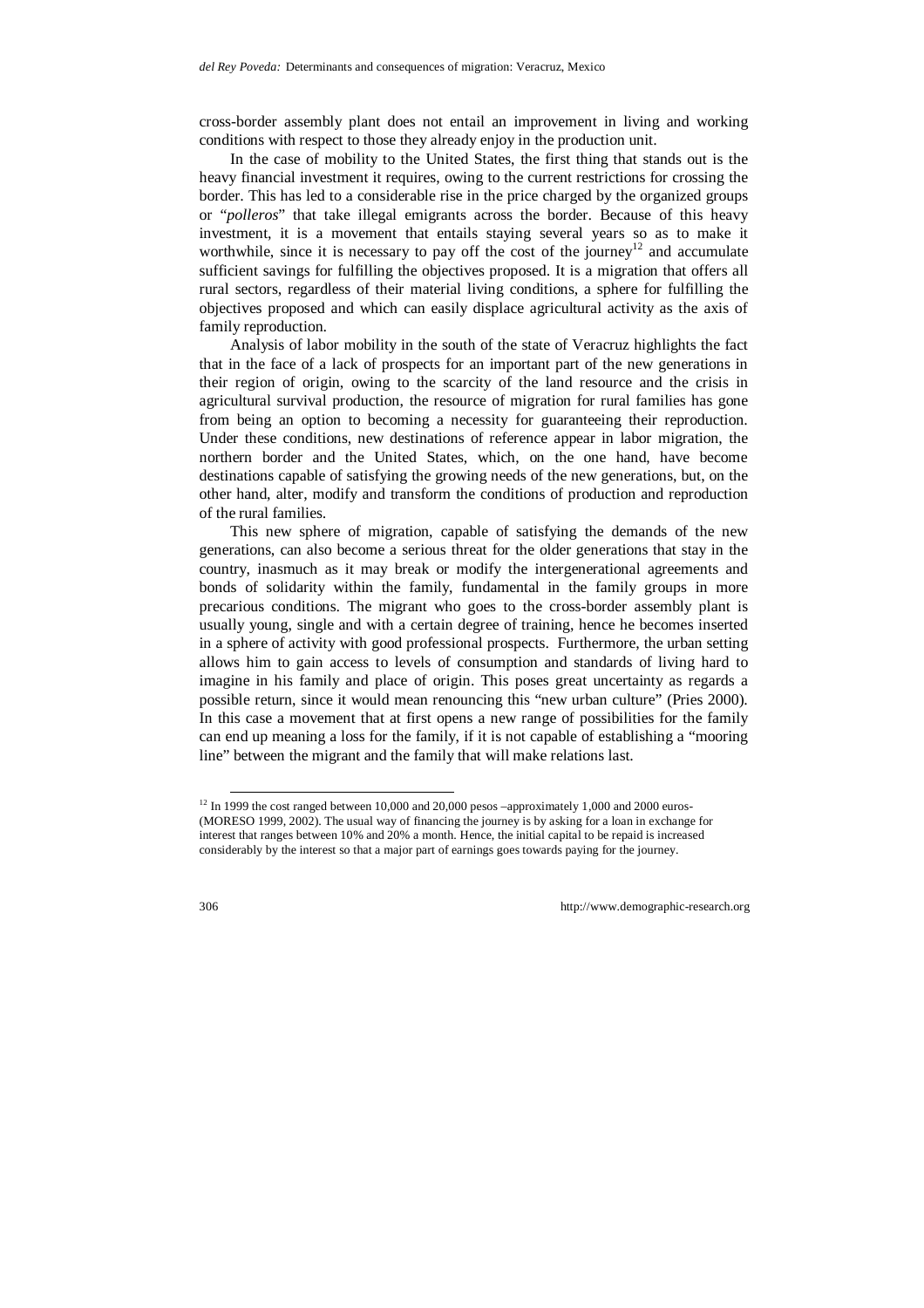cross-border assembly plant does not entail an improvement in living and working conditions with respect to those they already enjoy in the production unit.

In the case of mobility to the United States, the first thing that stands out is the heavy financial investment it requires, owing to the current restrictions for crossing the border. This has led to a considerable rise in the price charged by the organized groups or "*polleros*" that take illegal emigrants across the border. Because of this heavy investment, it is a movement that entails staying several years so as to make it worthwhile, since it is necessary to pay off the cost of the journey[12] and accumulate sufficient savings for fulfilling the objectives proposed. It is a migration that offers all rural sectors, regardless of their material living conditions, a sphere for fulfilling the objectives proposed and which can easily displace agricultural activity as the axis of family reproduction.

Analysis of labor mobility in the south of the state of Veracruz highlights the fact that in the face of a lack of prospects for an important part of the new generations in their region of origin, owing to the scarcity of the land resource and the crisis in agricultural survival production, the resource of migration for rural families has gone from being an option to becoming a necessity for guaranteeing their reproduction. Under these conditions, new destinations of reference appear in labor migration, the northern border and the United States, which, on the one hand, have become destinations capable of satisfying the growing needs of the new generations, but, on the other hand, alter, modify and transform the conditions of production and reproduction of the rural families.

This new sphere of migration, capable of satisfying the demands of the new generations, can also become a serious threat for the older generations that stay in the country, inasmuch as it may break or modify the intergenerational agreements and bonds of solidarity within the family, fundamental in the family groups in more precarious conditions. The migrant who goes to the cross-border assembly plant is usually young, single and with a certain degree of training, hence he becomes inserted in a sphere of activity with good professional prospects. Furthermore, the urban setting allows him to gain access to levels of consumption and standards of living hard to imagine in his family and place of origin. This poses great uncertainty as regards a possible return, since it would mean renouncing this "new urban culture" (Pries 2000). In this case a movement that at first opens a new range of possibilities for the family can end up meaning a loss for the family, if it is not capable of establishing a "mooring line" between the migrant and the family that will make relations last.

---

[12] In 1999 the cost ranged between 10,000 and 20,000 pesos –approximately 1,000 and 2000 euros- (MORESO 1999, 2002). The usual way of financing the journey is by asking for a loan in exchange for interest that ranges between 10% and 20% a month. Hence, the initial capital to be repaid is increased considerably by the interest so that a major part of earnings goes towards paying for the journey.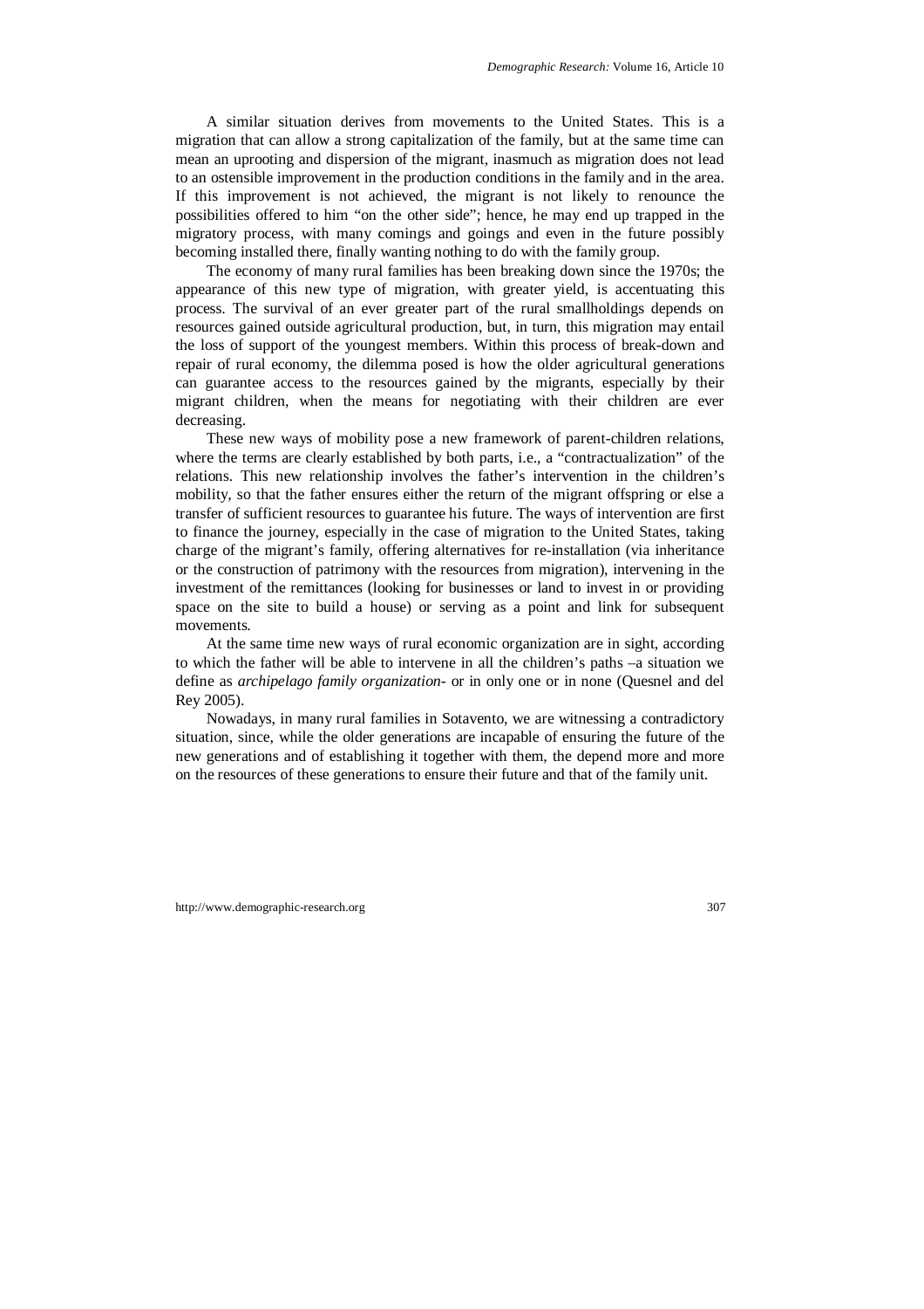A similar situation derives from movements to the United States. This is a migration that can allow a strong capitalization of the family, but at the same time can mean an uprooting and dispersion of the migrant, inasmuch as migration does not lead to an ostensible improvement in the production conditions in the family and in the area. If this improvement is not achieved, the migrant is not likely to renounce the possibilities offered to him "on the other side"; hence, he may end up trapped in the migratory process, with many comings and goings and even in the future possibly becoming installed there, finally wanting nothing to do with the family group.

The economy of many rural families has been breaking down since the 1970s; the appearance of this new type of migration, with greater yield, is accentuating this process. The survival of an ever greater part of the rural smallholdings depends on resources gained outside agricultural production, but, in turn, this migration may entail the loss of support of the youngest members. Within this process of break-down and repair of rural economy, the dilemma posed is how the older agricultural generations can guarantee access to the resources gained by the migrants, especially by their migrant children, when the means for negotiating with their children are ever decreasing.

These new ways of mobility pose a new framework of parent-children relations, where the terms are clearly established by both parts, i.e., a "contractualization" of the relations. This new relationship involves the father's intervention in the children's mobility, so that the father ensures either the return of the migrant offspring or else a transfer of sufficient resources to guarantee his future. The ways of intervention are first to finance the journey, especially in the case of migration to the United States, taking charge of the migrant's family, offering alternatives for re-installation (via inheritance or the construction of patrimony with the resources from migration), intervening in the investment of the remittances (looking for businesses or land to invest in or providing space on the site to build a house) or serving as a point and link for subsequent movements.

At the same time new ways of rural economic organization are in sight, according to which the father will be able to intervene in all the children's paths –a situation we define as *archipelago family organization*- or in only one or in none (Quesnel and del Rey 2005).

Nowadays, in many rural families in Sotavento, we are witnessing a contradictory situation, since, while the older generations are incapable of ensuring the future of the new generations and of establishing it together with them, the depend more and more on the resources of these generations to ensure their future and that of the family unit.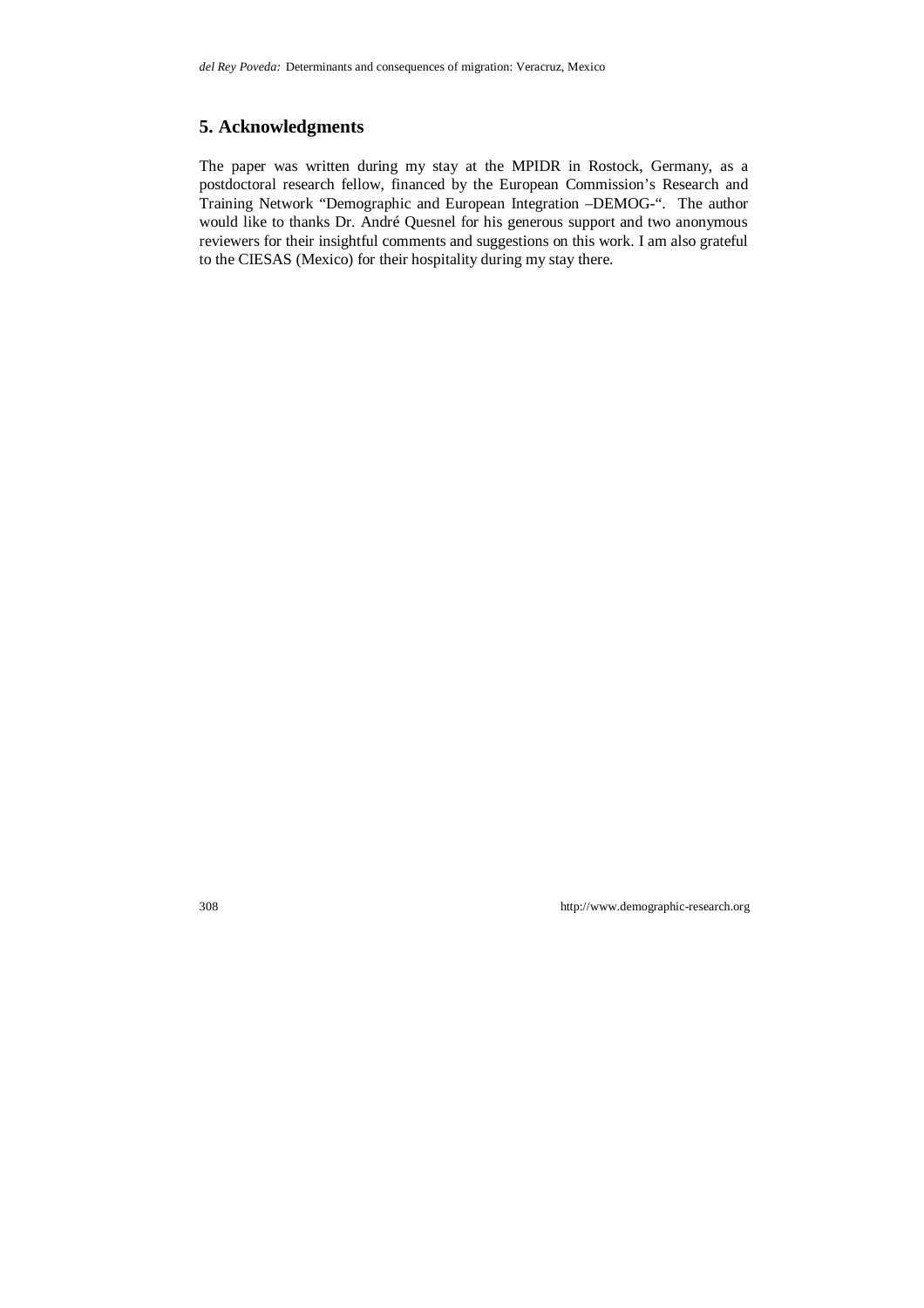## 5. Acknowledgments

The paper was written during my stay at the MPIDR in Rostock, Germany, as a postdoctoral research fellow, financed by the European Commission's Research and Training Network "Demographic and European Integration –DEMOG-". The author would like to thanks Dr. André Quesnel for his generous support and two anonymous reviewers for their insightful comments and suggestions on this work. I am also grateful to the CIESAS (Mexico) for their hospitality during my stay there.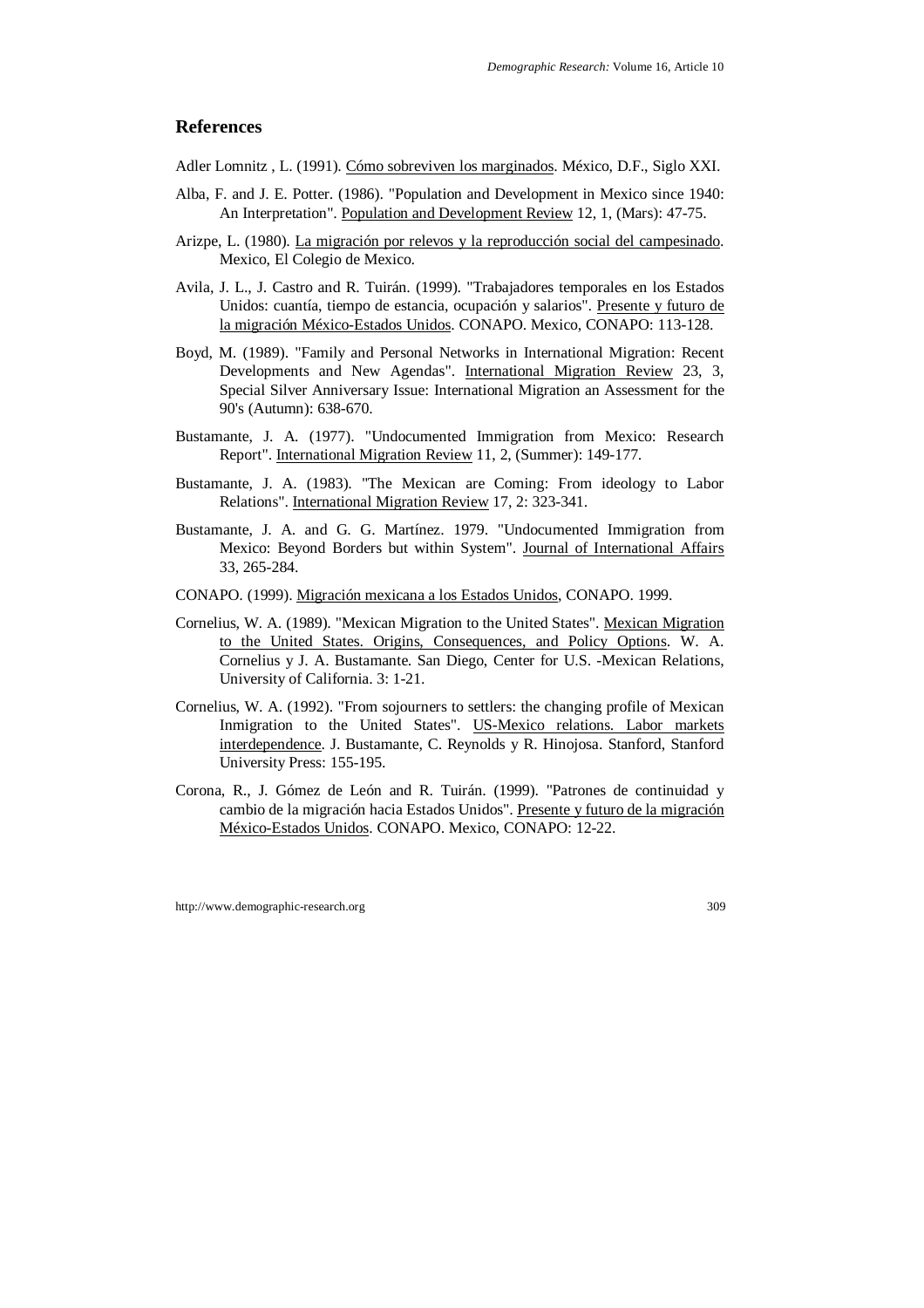## References

Adler Lomnitz , L. (1991). Cómo sobreviven los marginados. México, D.F., Siglo XXI.

Alba, F. and J. E. Potter. (1986). "Population and Development in Mexico since 1940: An Interpretation". Population and Development Review 12, 1, (Mars): 47-75.

Arizpe, L. (1980). La migración por relevos y la reproducción social del campesinado. Mexico, El Colegio de Mexico.

Avila, J. L., J. Castro and R. Tuirán. (1999). "Trabajadores temporales en los Estados Unidos: cuantía, tiempo de estancia, ocupación y salarios". Presente y futuro de la migración México-Estados Unidos. CONAPO. Mexico, CONAPO: 113-128.

Boyd, M. (1989). "Family and Personal Networks in International Migration: Recent Developments and New Agendas". International Migration Review 23, 3, Special Silver Anniversary Issue: International Migration an Assessment for the 90's (Autumn): 638-670.

Bustamante, J. A. (1977). "Undocumented Immigration from Mexico: Research Report". International Migration Review 11, 2, (Summer): 149-177.

Bustamante, J. A. (1983). "The Mexican are Coming: From ideology to Labor Relations". International Migration Review 17, 2: 323-341.

Bustamante, J. A. and G. G. Martínez. 1979. "Undocumented Immigration from Mexico: Beyond Borders but within System". Journal of International Affairs 33, 265-284.

CONAPO. (1999). Migración mexicana a los Estados Unidos, CONAPO. 1999.

Cornelius, W. A. (1989). "Mexican Migration to the United States". Mexican Migration to the United States. Origins, Consequences, and Policy Options. W. A. Cornelius y J. A. Bustamante. San Diego, Center for U.S. -Mexican Relations, University of California. 3: 1-21.

Cornelius, W. A. (1992). "From sojourners to settlers: the changing profile of Mexican Inmigration to the United States". US-Mexico relations. Labor markets interdependence. J. Bustamante, C. Reynolds y R. Hinojosa. Stanford, Stanford University Press: 155-195.

Corona, R., J. Gómez de León and R. Tuirán. (1999). "Patrones de continuidad y cambio de la migración hacia Estados Unidos". Presente y futuro de la migración México-Estados Unidos. CONAPO. Mexico, CONAPO: 12-22.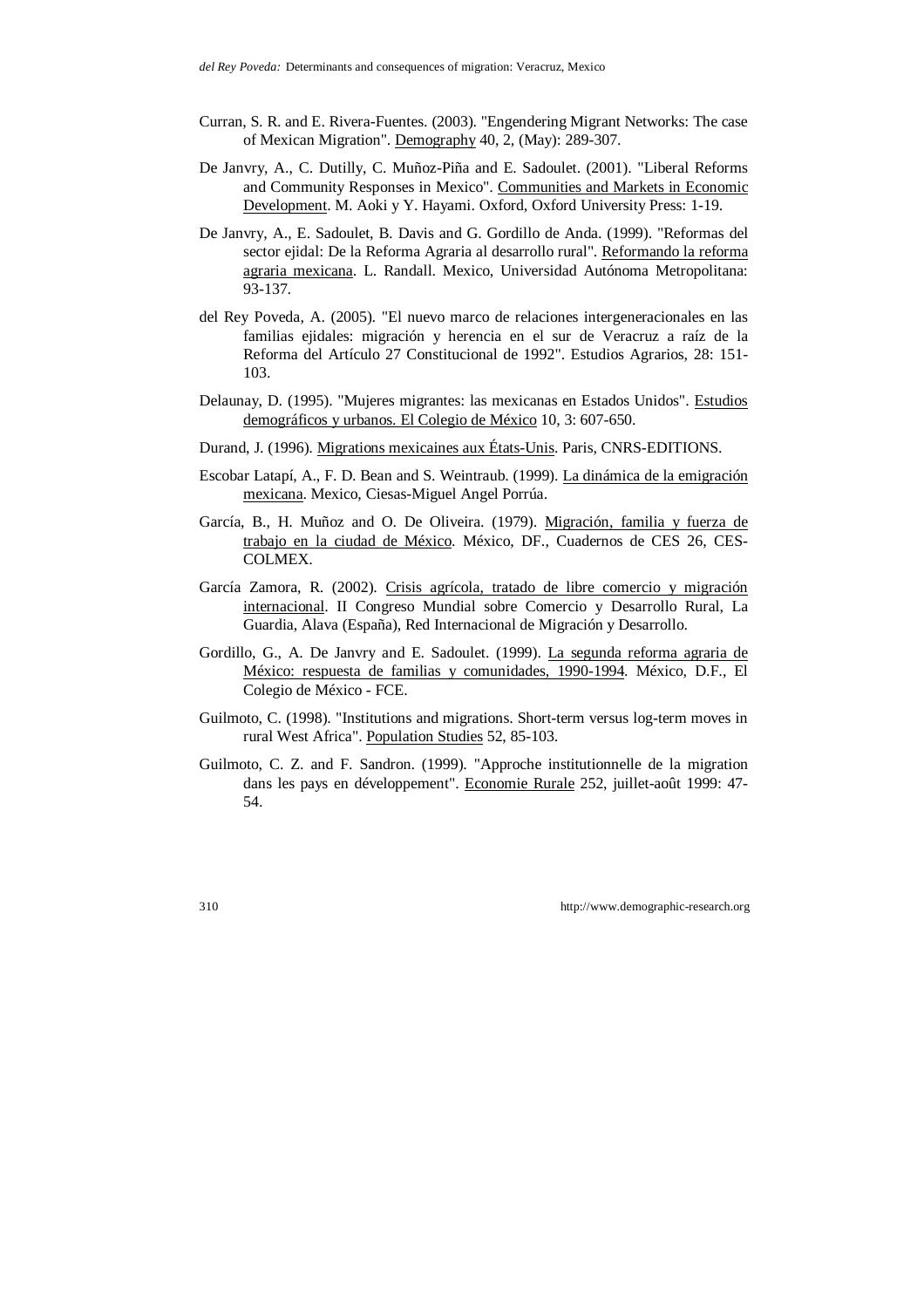Curran, S. R. and E. Rivera-Fuentes. (2003). "Engendering Migrant Networks: The case of Mexican Migration". Demography 40, 2, (May): 289-307.

De Janvry, A., C. Dutilly, C. Muñoz-Piña and E. Sadoulet. (2001). "Liberal Reforms and Community Responses in Mexico". Communities and Markets in Economic Development. M. Aoki y Y. Hayami. Oxford, Oxford University Press: 1-19.

De Janvry, A., E. Sadoulet, B. Davis and G. Gordillo de Anda. (1999). "Reformas del sector ejidal: De la Reforma Agraria al desarrollo rural". Reformando la reforma agraria mexicana. L. Randall. Mexico, Universidad Autónoma Metropolitana: 93-137.

del Rey Poveda, A. (2005). "El nuevo marco de relaciones intergeneracionales en las familias ejidales: migración y herencia en el sur de Veracruz a raíz de la Reforma del Artículo 27 Constitucional de 1992". Estudios Agrarios, 28: 151-103.

Delaunay, D. (1995). "Mujeres migrantes: las mexicanas en Estados Unidos". Estudios demográficos y urbanos. El Colegio de México 10, 3: 607-650.

Durand, J. (1996). Migrations mexicaines aux États-Unis. Paris, CNRS-EDITIONS.

Escobar Latapí, A., F. D. Bean and S. Weintraub. (1999). La dinámica de la emigración mexicana. Mexico, Ciesas-Miguel Angel Porrúa.

García, B., H. Muñoz and O. De Oliveira. (1979). Migración, familia y fuerza de trabajo en la ciudad de México. México, DF., Cuadernos de CES 26, CES-COLMEX.

García Zamora, R. (2002). Crisis agrícola, tratado de libre comercio y migración internacional. II Congreso Mundial sobre Comercio y Desarrollo Rural, La Guardia, Alava (España), Red Internacional de Migración y Desarrollo.

Gordillo, G., A. De Janvry and E. Sadoulet. (1999). La segunda reforma agraria de México: respuesta de familias y comunidades, 1990-1994. México, D.F., El Colegio de México - FCE.

Guilmoto, C. (1998). "Institutions and migrations. Short-term versus log-term moves in rural West Africa". Population Studies 52, 85-103.

Guilmoto, C. Z. and F. Sandron. (1999). "Approche institutionnelle de la migration dans les pays en développement". Economie Rurale 252, juillet-août 1999: 47-54.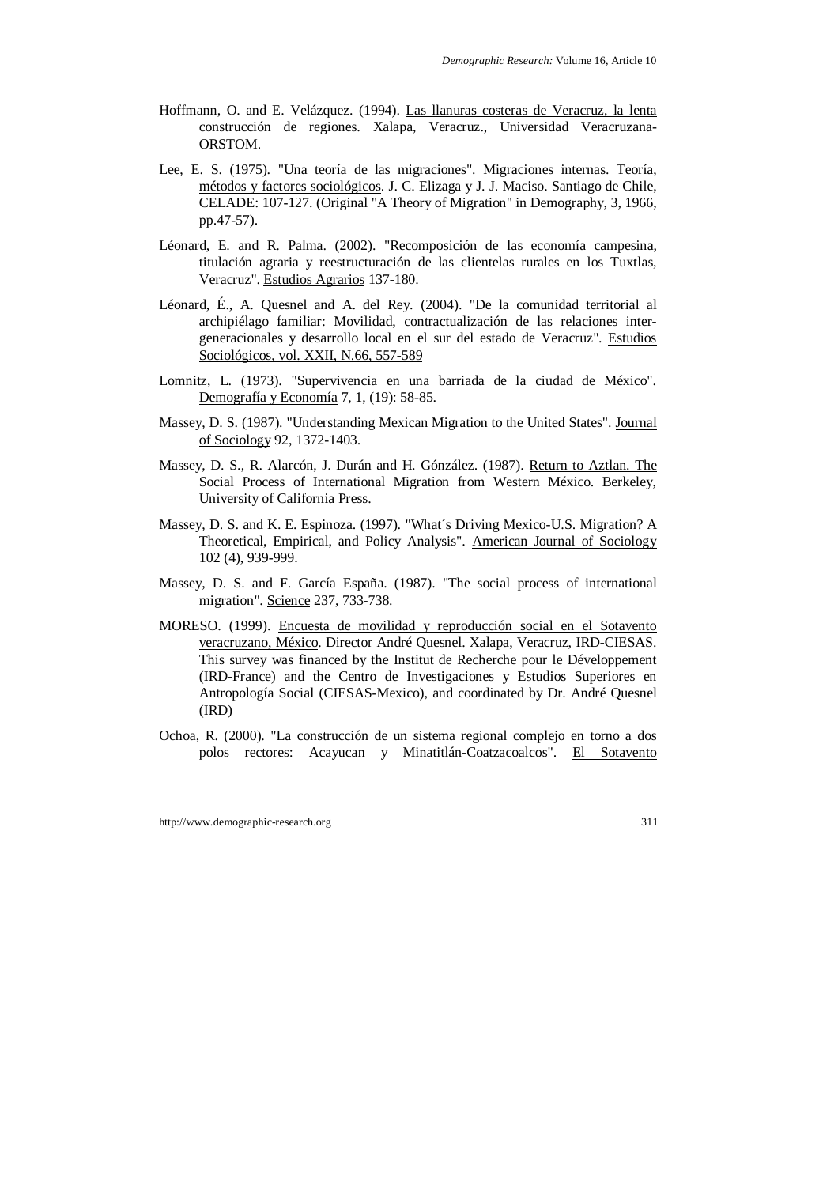Hoffmann, O. and E. Velázquez. (1994). Las llanuras costeras de Veracruz, la lenta construcción de regiones. Xalapa, Veracruz., Universidad Veracruzana-ORSTOM.

Lee, E. S. (1975). "Una teoría de las migraciones". Migraciones internas. Teoría, métodos y factores sociológicos. J. C. Elizaga y J. J. Maciso. Santiago de Chile, CELADE: 107-127. (Original "A Theory of Migration" in Demography, 3, 1966, pp.47-57).

Léonard, E. and R. Palma. (2002). "Recomposición de las economía campesina, titulación agraria y reestructuración de las clientelas rurales en los Tuxtlas, Veracruz". Estudios Agrarios 137-180.

Léonard, É., A. Quesnel and A. del Rey. (2004). "De la comunidad territorial al archipiélago familiar: Movilidad, contractualización de las relaciones inter-generacionales y desarrollo local en el sur del estado de Veracruz". Estudios Sociológicos, vol. XXII, N.66, 557-589

Lomnitz, L. (1973). "Supervivencia en una barriada de la ciudad de México". Demografía y Economía 7, 1, (19): 58-85.

Massey, D. S. (1987). "Understanding Mexican Migration to the United States". Journal of Sociology 92, 1372-1403.

Massey, D. S., R. Alarcón, J. Durán and H. Gónzález. (1987). Return to Aztlan. The Social Process of International Migration from Western México. Berkeley, University of California Press.

Massey, D. S. and K. E. Espinoza. (1997). "What´s Driving Mexico-U.S. Migration? A Theoretical, Empirical, and Policy Analysis". American Journal of Sociology 102 (4), 939-999.

Massey, D. S. and F. García España. (1987). "The social process of international migration". Science 237, 733-738.

MORESO. (1999). Encuesta de movilidad y reproducción social en el Sotavento veracruzano, México. Director André Quesnel. Xalapa, Veracruz, IRD-CIESAS. This survey was financed by the Institut de Recherche pour le Développement (IRD-France) and the Centro de Investigaciones y Estudios Superiores en Antropología Social (CIESAS-Mexico), and coordinated by Dr. André Quesnel (IRD)

Ochoa, R. (2000). "La construcción de un sistema regional complejo en torno a dos polos rectores: Acayucan y Minatitlán-Coatzacoalcos". El Sotavento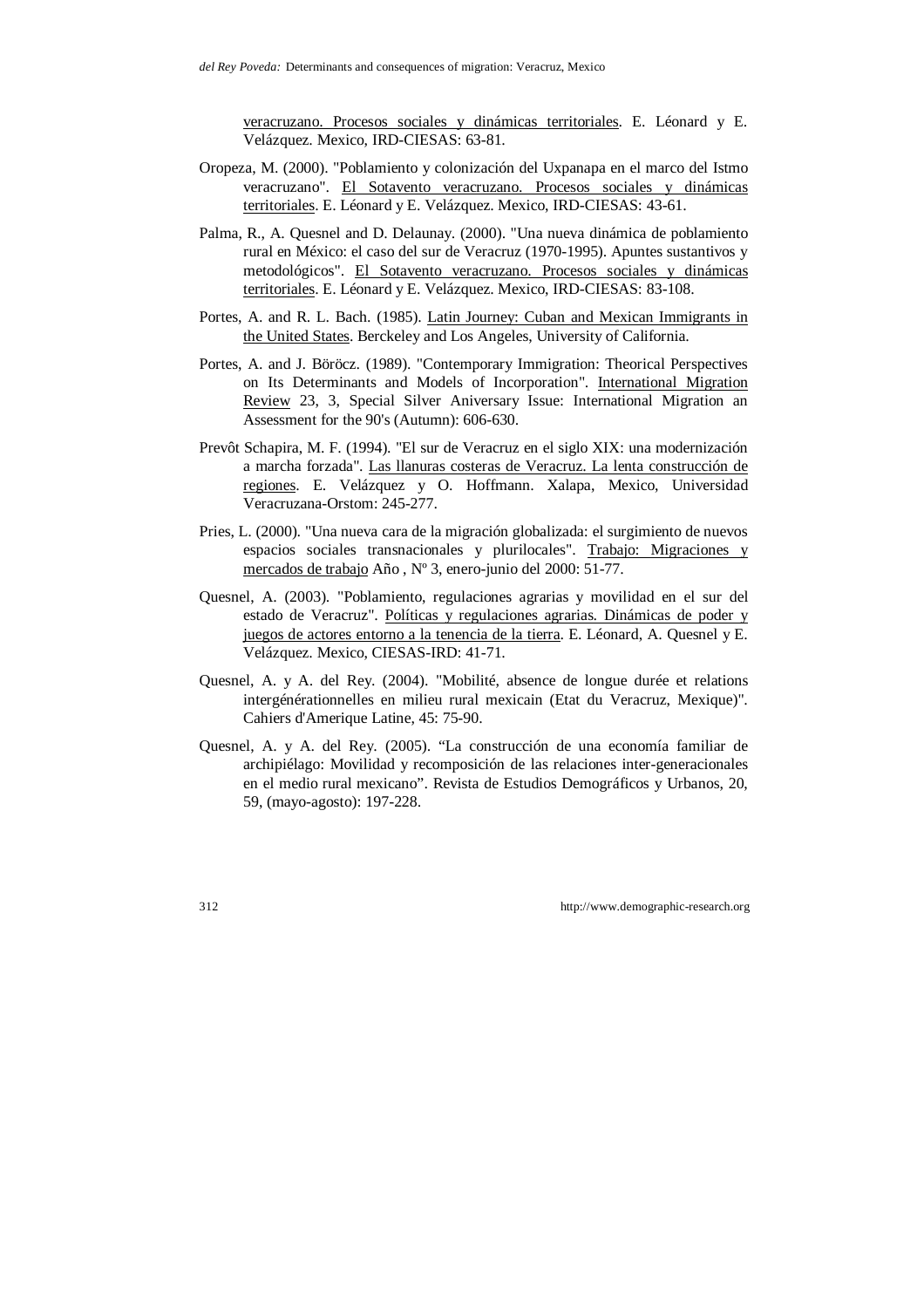veracruzano. Procesos sociales y dinámicas territoriales. E. Léonard y E. Velázquez. Mexico, IRD-CIESAS: 63-81.

Oropeza, M. (2000). "Poblamiento y colonización del Uxpanapa en el marco del Istmo veracruzano". El Sotavento veracruzano. Procesos sociales y dinámicas territoriales. E. Léonard y E. Velázquez. Mexico, IRD-CIESAS: 43-61.

Palma, R., A. Quesnel and D. Delaunay. (2000). "Una nueva dinámica de poblamiento rural en México: el caso del sur de Veracruz (1970-1995). Apuntes sustantivos y metodológicos". El Sotavento veracruzano. Procesos sociales y dinámicas territoriales. E. Léonard y E. Velázquez. Mexico, IRD-CIESAS: 83-108.

Portes, A. and R. L. Bach. (1985). Latin Journey: Cuban and Mexican Immigrants in the United States. Berckeley and Los Angeles, University of California.

Portes, A. and J. Böröcz. (1989). "Contemporary Immigration: Theorical Perspectives on Its Determinants and Models of Incorporation". International Migration Review 23, 3, Special Silver Aniversary Issue: International Migration an Assessment for the 90's (Autumn): 606-630.

Prevôt Schapira, M. F. (1994). "El sur de Veracruz en el siglo XIX: una modernización a marcha forzada". Las llanuras costeras de Veracruz. La lenta construcción de regiones. E. Velázquez y O. Hoffmann. Xalapa, Mexico, Universidad Veracruzana-Orstom: 245-277.

Pries, L. (2000). "Una nueva cara de la migración globalizada: el surgimiento de nuevos espacios sociales transnacionales y plurilocales". Trabajo: Migraciones y mercados de trabajo Año , Nº 3, enero-junio del 2000: 51-77.

Quesnel, A. (2003). "Poblamiento, regulaciones agrarias y movilidad en el sur del estado de Veracruz". Políticas y regulaciones agrarias. Dinámicas de poder y juegos de actores entorno a la tenencia de la tierra. E. Léonard, A. Quesnel y E. Velázquez. Mexico, CIESAS-IRD: 41-71.

Quesnel, A. y A. del Rey. (2004). "Mobilité, absence de longue durée et relations intergénérationnelles en milieu rural mexicain (Etat du Veracruz, Mexique)". Cahiers d'Amerique Latine, 45: 75-90.

Quesnel, A. y A. del Rey. (2005). "La construcción de una economía familiar de archipiélago: Movilidad y recomposición de las relaciones inter-generacionales en el medio rural mexicano". Revista de Estudios Demográficos y Urbanos, 20, 59, (mayo-agosto): 197-228.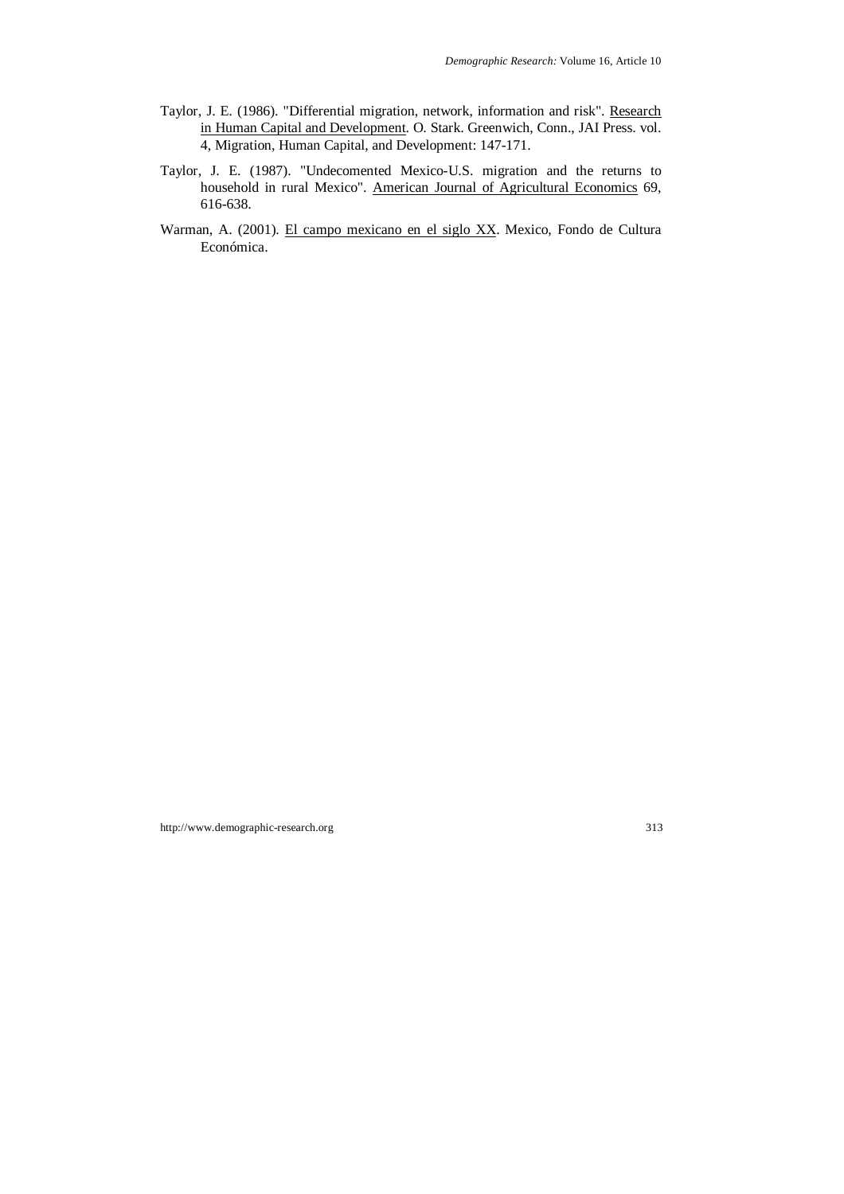Taylor, J. E. (1986). "Differential migration, network, information and risk". Research in Human Capital and Development. O. Stark. Greenwich, Conn., JAI Press. vol. 4, Migration, Human Capital, and Development: 147-171.

Taylor, J. E. (1987). "Undecomented Mexico-U.S. migration and the returns to household in rural Mexico". American Journal of Agricultural Economics 69, 616-638.

Warman, A. (2001). El campo mexicano en el siglo XX. Mexico, Fondo de Cultura Económica.